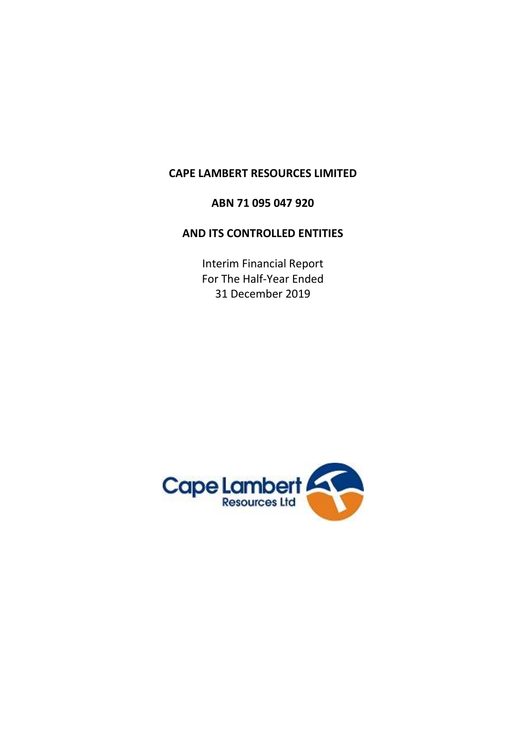**CAPE LAMBERT RESOURCES LIMITED**

**ABN 71 095 047 920**

**AND ITS CONTROLLED ENTITIES**

Interim Financial Report
For The Half-Year Ended
31 December 2019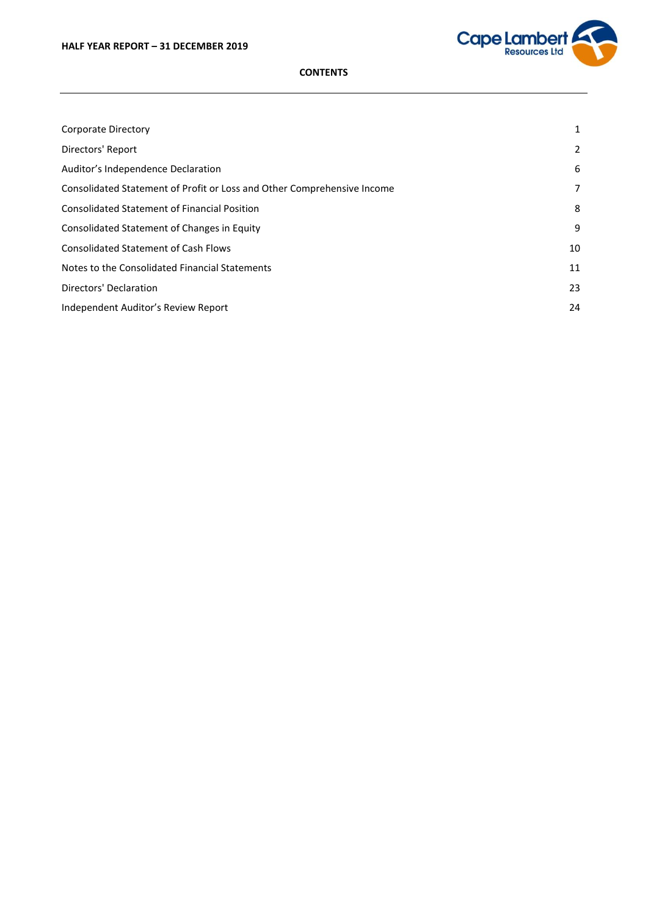# CONTENTS

| | |
|---|---|
| Corporate Directory | 1 |
| Directors' Report | 2 |
| Auditor's Independence Declaration | 6 |
| Consolidated Statement of Profit or Loss and Other Comprehensive Income | 7 |
| Consolidated Statement of Financial Position | 8 |
| Consolidated Statement of Changes in Equity | 9 |
| Consolidated Statement of Cash Flows | 10 |
| Notes to the Consolidated Financial Statements | 11 |
| Directors' Declaration | 23 |
| Independent Auditor's Review Report | 24 |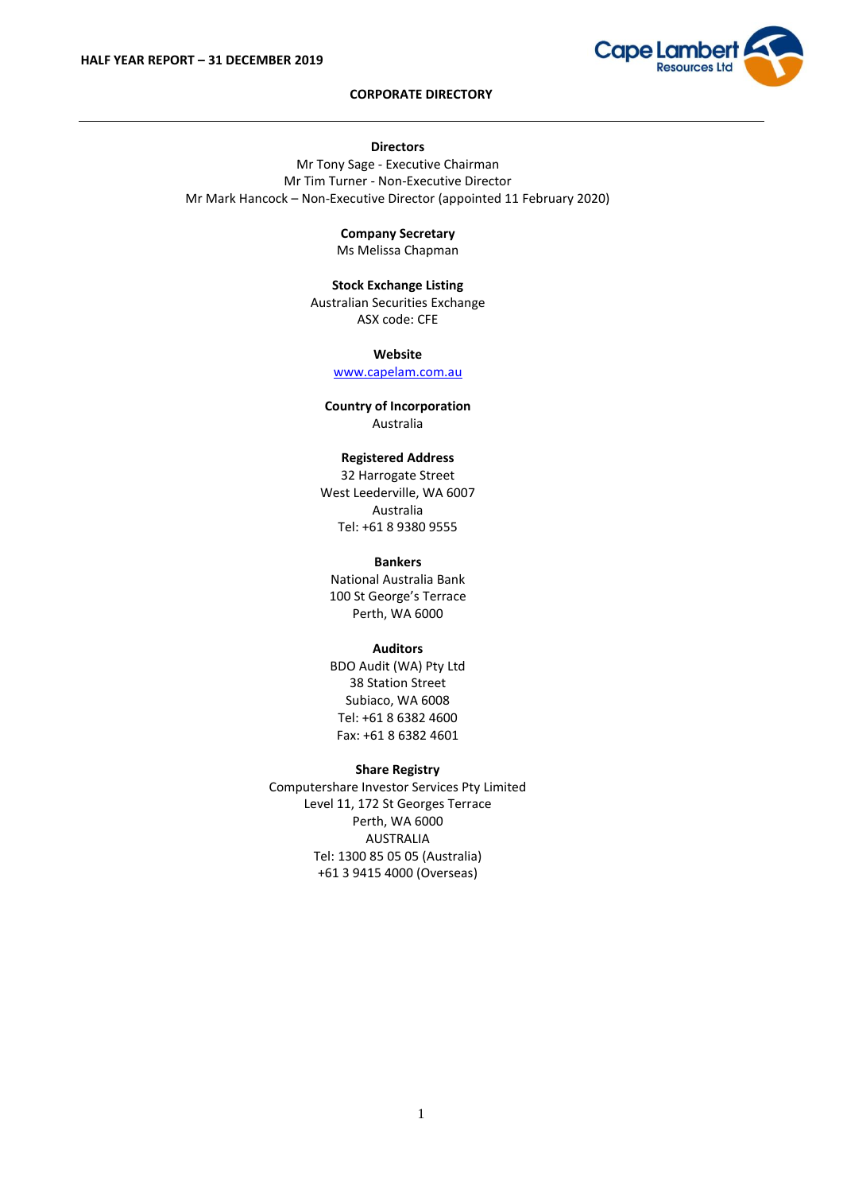# CORPORATE DIRECTORY

**Directors**
Mr Tony Sage - Executive Chairman
Mr Tim Turner - Non-Executive Director
Mr Mark Hancock – Non-Executive Director (appointed 11 February 2020)

**Company Secretary**
Ms Melissa Chapman

**Stock Exchange Listing**
Australian Securities Exchange
ASX code: CFE

**Website**
www.capelam.com.au

**Country of Incorporation**
Australia

**Registered Address**
32 Harrogate Street
West Leederville, WA 6007
Australia
Tel: +61 8 9380 9555

**Bankers**
National Australia Bank
100 St George's Terrace
Perth, WA 6000

**Auditors**
BDO Audit (WA) Pty Ltd
38 Station Street
Subiaco, WA 6008
Tel: +61 8 6382 4600
Fax: +61 8 6382 4601

**Share Registry**
Computershare Investor Services Pty Limited
Level 11, 172 St Georges Terrace
Perth, WA 6000
AUSTRALIA
Tel: 1300 85 05 05 (Australia)
+61 3 9415 4000 (Overseas)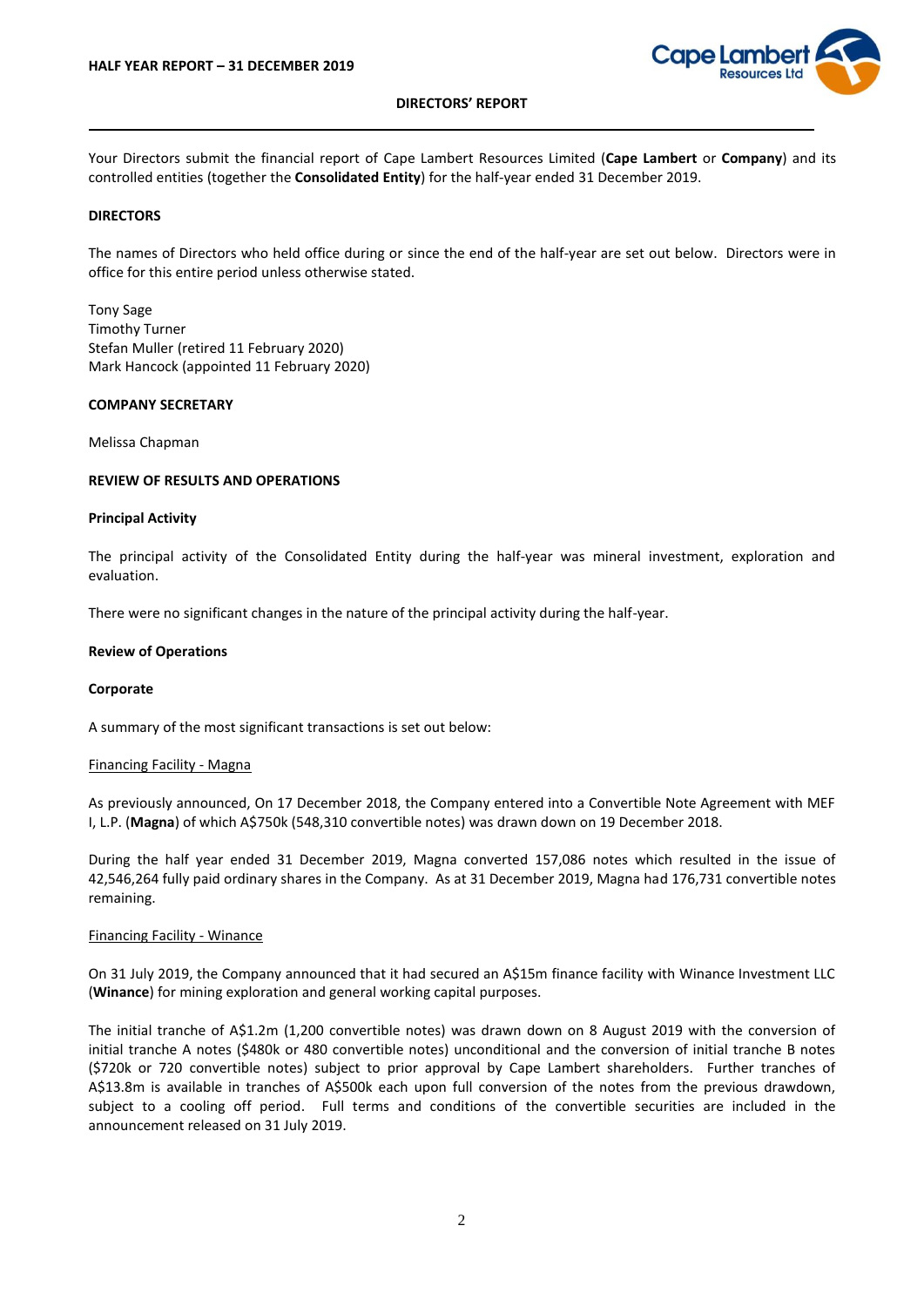## DIRECTORS' REPORT

Your Directors submit the financial report of Cape Lambert Resources Limited (**Cape Lambert** or **Company**) and its controlled entities (together the **Consolidated Entity**) for the half-year ended 31 December 2019.

### DIRECTORS

The names of Directors who held office during or since the end of the half-year are set out below. Directors were in office for this entire period unless otherwise stated.

Tony Sage
Timothy Turner
Stefan Muller (retired 11 February 2020)
Mark Hancock (appointed 11 February 2020)

### COMPANY SECRETARY

Melissa Chapman

### REVIEW OF RESULTS AND OPERATIONS

#### Principal Activity

The principal activity of the Consolidated Entity during the half-year was mineral investment, exploration and evaluation.

There were no significant changes in the nature of the principal activity during the half-year.

#### Review of Operations

#### Corporate

A summary of the most significant transactions is set out below:

Financing Facility - Magna

As previously announced, On 17 December 2018, the Company entered into a Convertible Note Agreement with MEF I, L.P. (**Magna**) of which A$750k (548,310 convertible notes) was drawn down on 19 December 2018.

During the half year ended 31 December 2019, Magna converted 157,086 notes which resulted in the issue of 42,546,264 fully paid ordinary shares in the Company. As at 31 December 2019, Magna had 176,731 convertible notes remaining.

Financing Facility - Winance

On 31 July 2019, the Company announced that it had secured an A$15m finance facility with Winance Investment LLC (**Winance**) for mining exploration and general working capital purposes.

The initial tranche of A$1.2m (1,200 convertible notes) was drawn down on 8 August 2019 with the conversion of initial tranche A notes ($480k or 480 convertible notes) unconditional and the conversion of initial tranche B notes ($720k or 720 convertible notes) subject to prior approval by Cape Lambert shareholders. Further tranches of A$13.8m is available in tranches of A$500k each upon full conversion of the notes from the previous drawdown, subject to a cooling off period. Full terms and conditions of the convertible securities are included in the announcement released on 31 July 2019.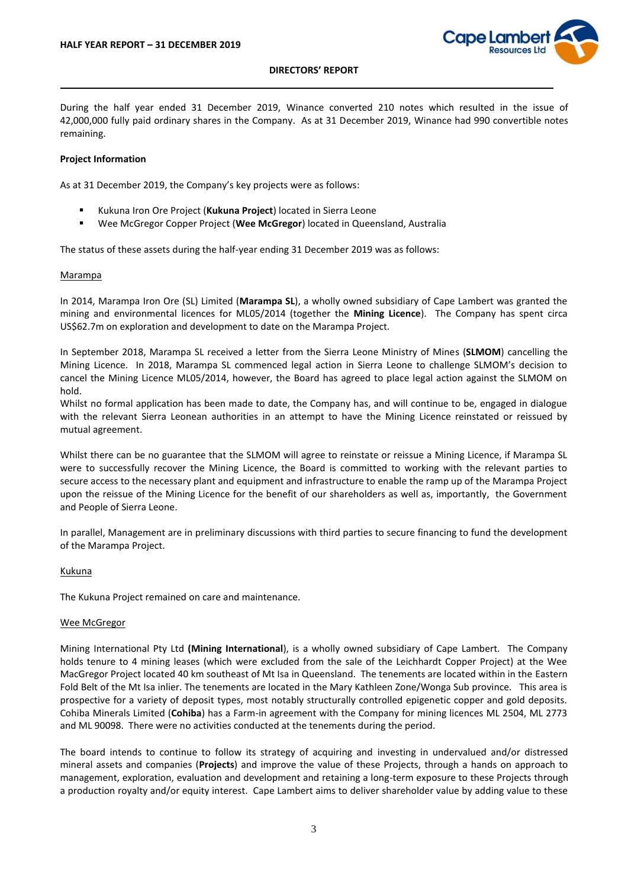During the half year ended 31 December 2019, Winance converted 210 notes which resulted in the issue of 42,000,000 fully paid ordinary shares in the Company. As at 31 December 2019, Winance had 990 convertible notes remaining.

**Project Information**

As at 31 December 2019, the Company's key projects were as follows:

- Kukuna Iron Ore Project (**Kukuna Project**) located in Sierra Leone
- Wee McGregor Copper Project (**Wee McGregor**) located in Queensland, Australia

The status of these assets during the half-year ending 31 December 2019 was as follows:

Marampa

In 2014, Marampa Iron Ore (SL) Limited (**Marampa SL**), a wholly owned subsidiary of Cape Lambert was granted the mining and environmental licences for ML05/2014 (together the **Mining Licence**). The Company has spent circa US$62.7m on exploration and development to date on the Marampa Project.

In September 2018, Marampa SL received a letter from the Sierra Leone Ministry of Mines (**SLMOM**) cancelling the Mining Licence. In 2018, Marampa SL commenced legal action in Sierra Leone to challenge SLMOM's decision to cancel the Mining Licence ML05/2014, however, the Board has agreed to place legal action against the SLMOM on hold.
Whilst no formal application has been made to date, the Company has, and will continue to be, engaged in dialogue with the relevant Sierra Leonean authorities in an attempt to have the Mining Licence reinstated or reissued by mutual agreement.

Whilst there can be no guarantee that the SLMOM will agree to reinstate or reissue a Mining Licence, if Marampa SL were to successfully recover the Mining Licence, the Board is committed to working with the relevant parties to secure access to the necessary plant and equipment and infrastructure to enable the ramp up of the Marampa Project upon the reissue of the Mining Licence for the benefit of our shareholders as well as, importantly, the Government and People of Sierra Leone.

In parallel, Management are in preliminary discussions with third parties to secure financing to fund the development of the Marampa Project.

Kukuna

The Kukuna Project remained on care and maintenance.

Wee McGregor

Mining International Pty Ltd (**Mining International**), is a wholly owned subsidiary of Cape Lambert. The Company holds tenure to 4 mining leases (which were excluded from the sale of the Leichhardt Copper Project) at the Wee MacGregor Project located 40 km southeast of Mt Isa in Queensland. The tenements are located within in the Eastern Fold Belt of the Mt Isa inlier. The tenements are located in the Mary Kathleen Zone/Wonga Sub province. This area is prospective for a variety of deposit types, most notably structurally controlled epigenetic copper and gold deposits. Cohiba Minerals Limited (**Cohiba**) has a Farm-in agreement with the Company for mining licences ML 2504, ML 2773 and ML 90098. There were no activities conducted at the tenements during the period.

The board intends to continue to follow its strategy of acquiring and investing in undervalued and/or distressed mineral assets and companies (**Projects**) and improve the value of these Projects, through a hands on approach to management, exploration, evaluation and development and retaining a long-term exposure to these Projects through a production royalty and/or equity interest. Cape Lambert aims to deliver shareholder value by adding value to these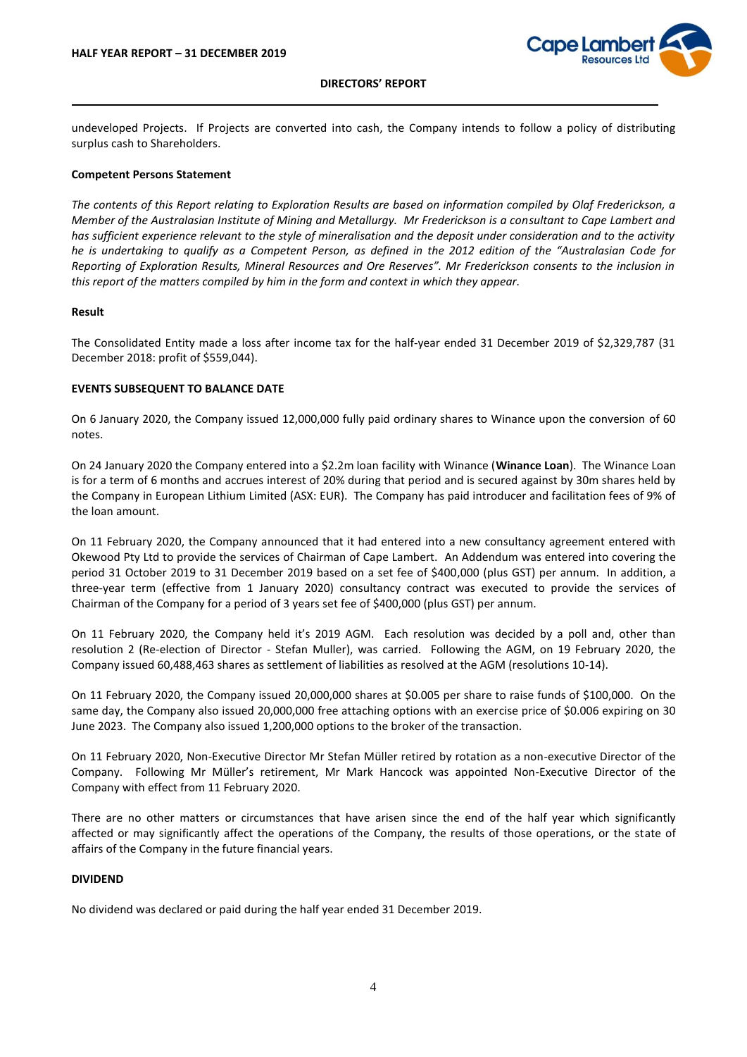undeveloped Projects. If Projects are converted into cash, the Company intends to follow a policy of distributing surplus cash to Shareholders.

**Competent Persons Statement**

*The contents of this Report relating to Exploration Results are based on information compiled by Olaf Frederickson, a Member of the Australasian Institute of Mining and Metallurgy. Mr Frederickson is a consultant to Cape Lambert and has sufficient experience relevant to the style of mineralisation and the deposit under consideration and to the activity he is undertaking to qualify as a Competent Person, as defined in the 2012 edition of the "Australasian Code for Reporting of Exploration Results, Mineral Resources and Ore Reserves". Mr Frederickson consents to the inclusion in this report of the matters compiled by him in the form and context in which they appear.*

**Result**

The Consolidated Entity made a loss after income tax for the half-year ended 31 December 2019 of $2,329,787 (31 December 2018: profit of $559,044).

**EVENTS SUBSEQUENT TO BALANCE DATE**

On 6 January 2020, the Company issued 12,000,000 fully paid ordinary shares to Winance upon the conversion of 60 notes.

On 24 January 2020 the Company entered into a $2.2m loan facility with Winance (**Winance Loan**). The Winance Loan is for a term of 6 months and accrues interest of 20% during that period and is secured against by 30m shares held by the Company in European Lithium Limited (ASX: EUR). The Company has paid introducer and facilitation fees of 9% of the loan amount.

On 11 February 2020, the Company announced that it had entered into a new consultancy agreement entered with Okewood Pty Ltd to provide the services of Chairman of Cape Lambert. An Addendum was entered into covering the period 31 October 2019 to 31 December 2019 based on a set fee of $400,000 (plus GST) per annum. In addition, a three-year term (effective from 1 January 2020) consultancy contract was executed to provide the services of Chairman of the Company for a period of 3 years set fee of $400,000 (plus GST) per annum.

On 11 February 2020, the Company held it's 2019 AGM. Each resolution was decided by a poll and, other than resolution 2 (Re-election of Director - Stefan Muller), was carried. Following the AGM, on 19 February 2020, the Company issued 60,488,463 shares as settlement of liabilities as resolved at the AGM (resolutions 10-14).

On 11 February 2020, the Company issued 20,000,000 shares at $0.005 per share to raise funds of $100,000. On the same day, the Company also issued 20,000,000 free attaching options with an exercise price of $0.006 expiring on 30 June 2023. The Company also issued 1,200,000 options to the broker of the transaction.

On 11 February 2020, Non-Executive Director Mr Stefan Müller retired by rotation as a non-executive Director of the Company. Following Mr Müller's retirement, Mr Mark Hancock was appointed Non-Executive Director of the Company with effect from 11 February 2020.

There are no other matters or circumstances that have arisen since the end of the half year which significantly affected or may significantly affect the operations of the Company, the results of those operations, or the state of affairs of the Company in the future financial years.

**DIVIDEND**

No dividend was declared or paid during the half year ended 31 December 2019.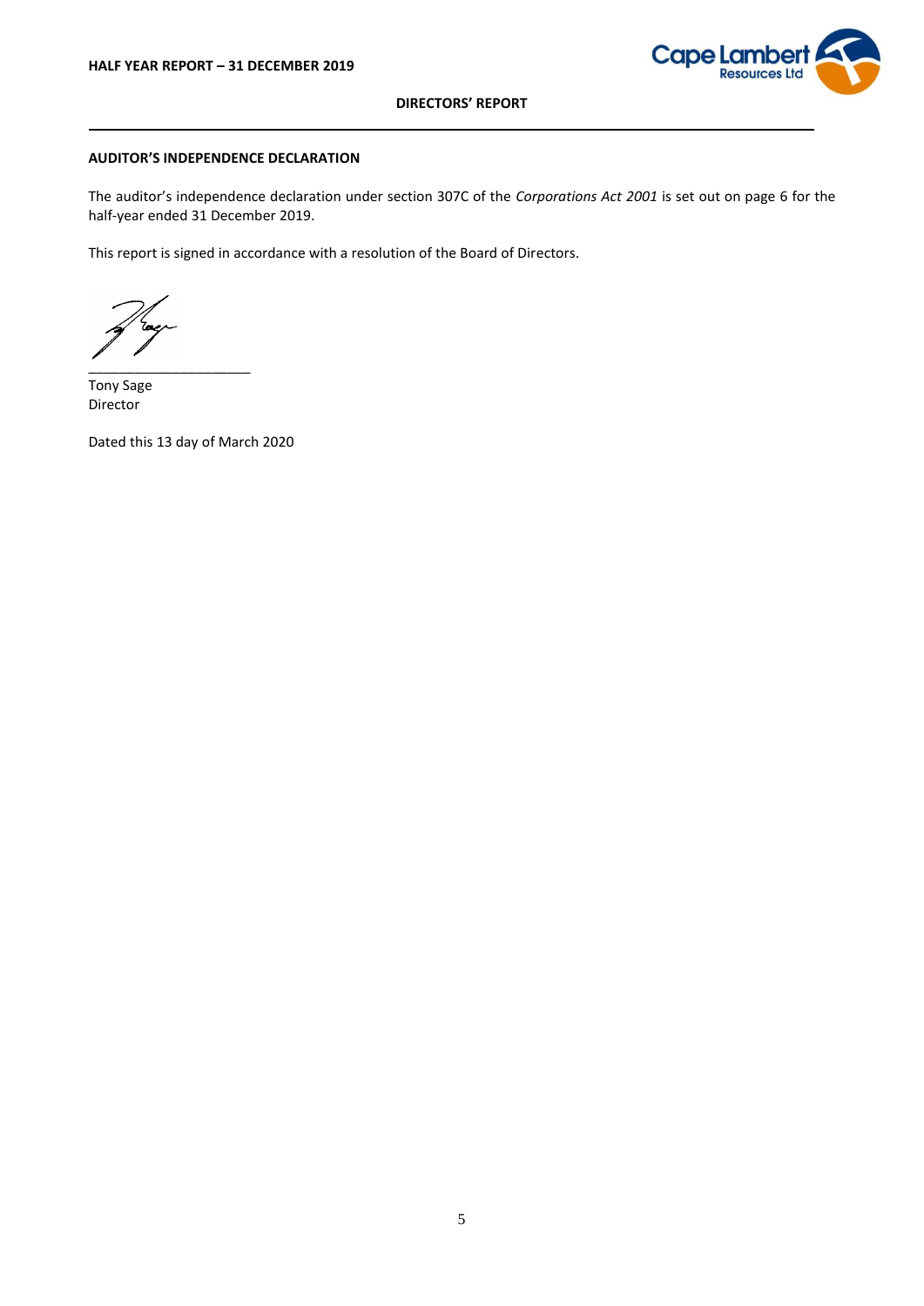## AUDITOR'S INDEPENDENCE DECLARATION

The auditor's independence declaration under section 307C of the *Corporations Act 2001* is set out on page 6 for the half-year ended 31 December 2019.

This report is signed in accordance with a resolution of the Board of Directors.

_______________________
Tony Sage
Director

Dated this 13 day of March 2020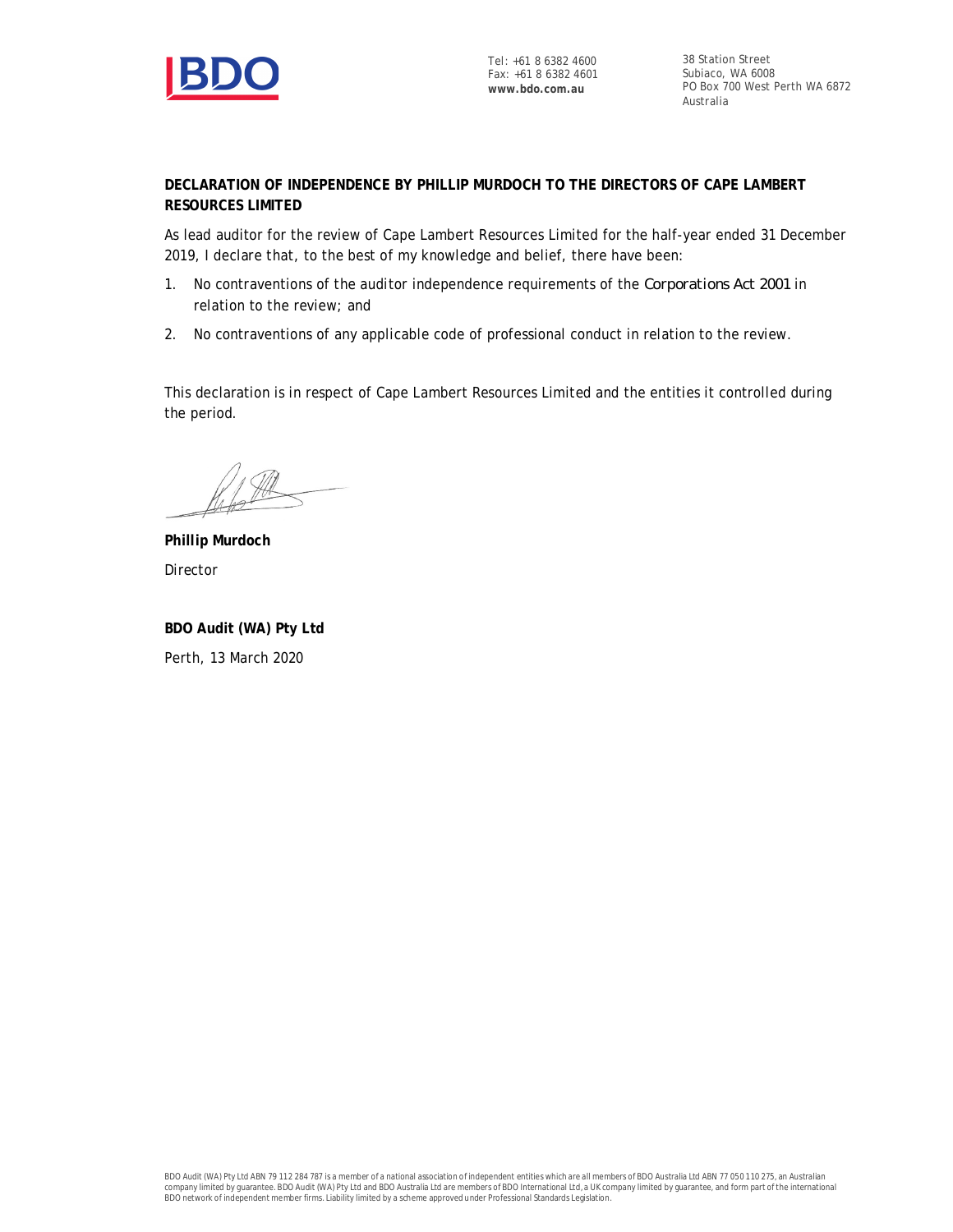Tel: +61 8 6382 4600
Fax: +61 8 6382 4601
**www.bdo.com.au**

38 Station Street
Subiaco, WA 6008
PO Box 700 West Perth WA 6872
Australia

**DECLARATION OF INDEPENDENCE BY PHILLIP MURDOCH TO THE DIRECTORS OF CAPE LAMBERT RESOURCES LIMITED**

As lead auditor for the review of Cape Lambert Resources Limited for the half-year ended 31 December 2019, I declare that, to the best of my knowledge and belief, there have been:

1. No contraventions of the auditor independence requirements of the *Corporations Act 2001* in relation to the review; and
2. No contraventions of any applicable code of professional conduct in relation to the review.

This declaration is in respect of Cape Lambert Resources Limited and the entities it controlled during the period.

**Phillip Murdoch**
Director

**BDO Audit (WA) Pty Ltd**
Perth, 13 March 2020

BDO Audit (WA) Pty Ltd ABN 79 112 284 787 is a member of a national association of independent entities which are all members of BDO Australia Ltd ABN 77 050 110 275, an Australian company limited by guarantee. BDO Audit (WA) Pty Ltd and BDO Australia Ltd are members of BDO International Ltd, a UK company limited by guarantee, and form part of the international BDO network of independent member firms. Liability limited by a scheme approved under Professional Standards Legislation.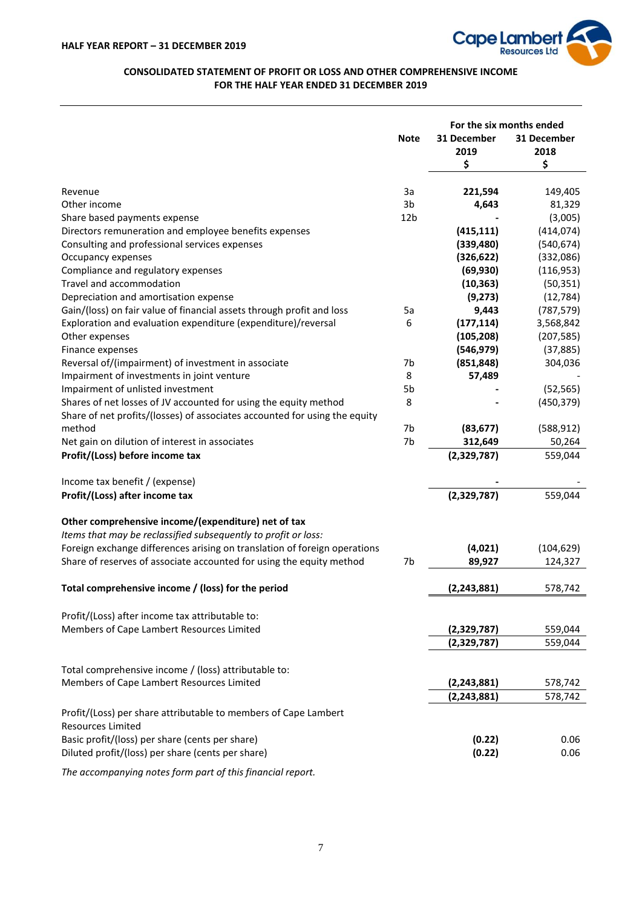HALF YEAR REPORT – 31 DECEMBER 2019

## CONSOLIDATED STATEMENT OF PROFIT OR LOSS AND OTHER COMPREHENSIVE INCOME FOR THE HALF YEAR ENDED 31 DECEMBER 2019

| | Note | For the six months ended 31 December 2019 $ | 31 December 2018 $ |
|---|---|---|---|
| Revenue | 3a | **221,594** | 149,405 |
| Other income | 3b | **4,643** | 81,329 |
| Share based payments expense | 12b | **-** | (3,005) |
| Directors remuneration and employee benefits expenses | | **(415,111)** | (414,074) |
| Consulting and professional services expenses | | **(339,480)** | (540,674) |
| Occupancy expenses | | **(326,622)** | (332,086) |
| Compliance and regulatory expenses | | **(69,930)** | (116,953) |
| Travel and accommodation | | **(10,363)** | (50,351) |
| Depreciation and amortisation expense | | **(9,273)** | (12,784) |
| Gain/(loss) on fair value of financial assets through profit and loss | 5a | **9,443** | (787,579) |
| Exploration and evaluation expenditure (expenditure)/reversal | 6 | **(177,114)** | 3,568,842 |
| Other expenses | | **(105,208)** | (207,585) |
| Finance expenses | | **(546,979)** | (37,885) |
| Reversal of/(impairment) of investment in associate | 7b | **(851,848)** | 304,036 |
| Impairment of investments in joint venture | 8 | **57,489** | - |
| Impairment of unlisted investment | 5b | **-** | (52,565) |
| Shares of net losses of JV accounted for using the equity method | 8 | **-** | (450,379) |
| Share of net profits/(losses) of associates accounted for using the equity method | 7b | **(83,677)** | (588,912) |
| Net gain on dilution of interest in associates | 7b | **312,649** | 50,264 |
| **Profit/(Loss) before income tax** | | **(2,329,787)** | 559,044 |
| | | | |
| Income tax benefit / (expense) | | **-** | - |
| **Profit/(Loss) after income tax** | | **(2,329,787)** | 559,044 |
| | | | |
| **Other comprehensive income/(expenditure) net of tax** | | | |
| *Items that may be reclassified subsequently to profit or loss:* | | | |
| Foreign exchange differences arising on translation of foreign operations | | **(4,021)** | (104,629) |
| Share of reserves of associate accounted for using the equity method | 7b | **89,927** | 124,327 |
| | | | |
| **Total comprehensive income / (loss) for the period** | | **(2,243,881)** | 578,742 |
| | | | |
| Profit/(Loss) after income tax attributable to: | | | |
| Members of Cape Lambert Resources Limited | | **(2,329,787)** | 559,044 |
| | | **(2,329,787)** | 559,044 |
| | | | |
| Total comprehensive income / (loss) attributable to: | | | |
| Members of Cape Lambert Resources Limited | | **(2,243,881)** | 578,742 |
| | | **(2,243,881)** | 578,742 |
| Profit/(Loss) per share attributable to members of Cape Lambert Resources Limited | | | |
| Basic profit/(loss) per share (cents per share) | | **(0.22)** | 0.06 |
| Diluted profit/(loss) per share (cents per share) | | **(0.22)** | 0.06 |

*The accompanying notes form part of this financial report.*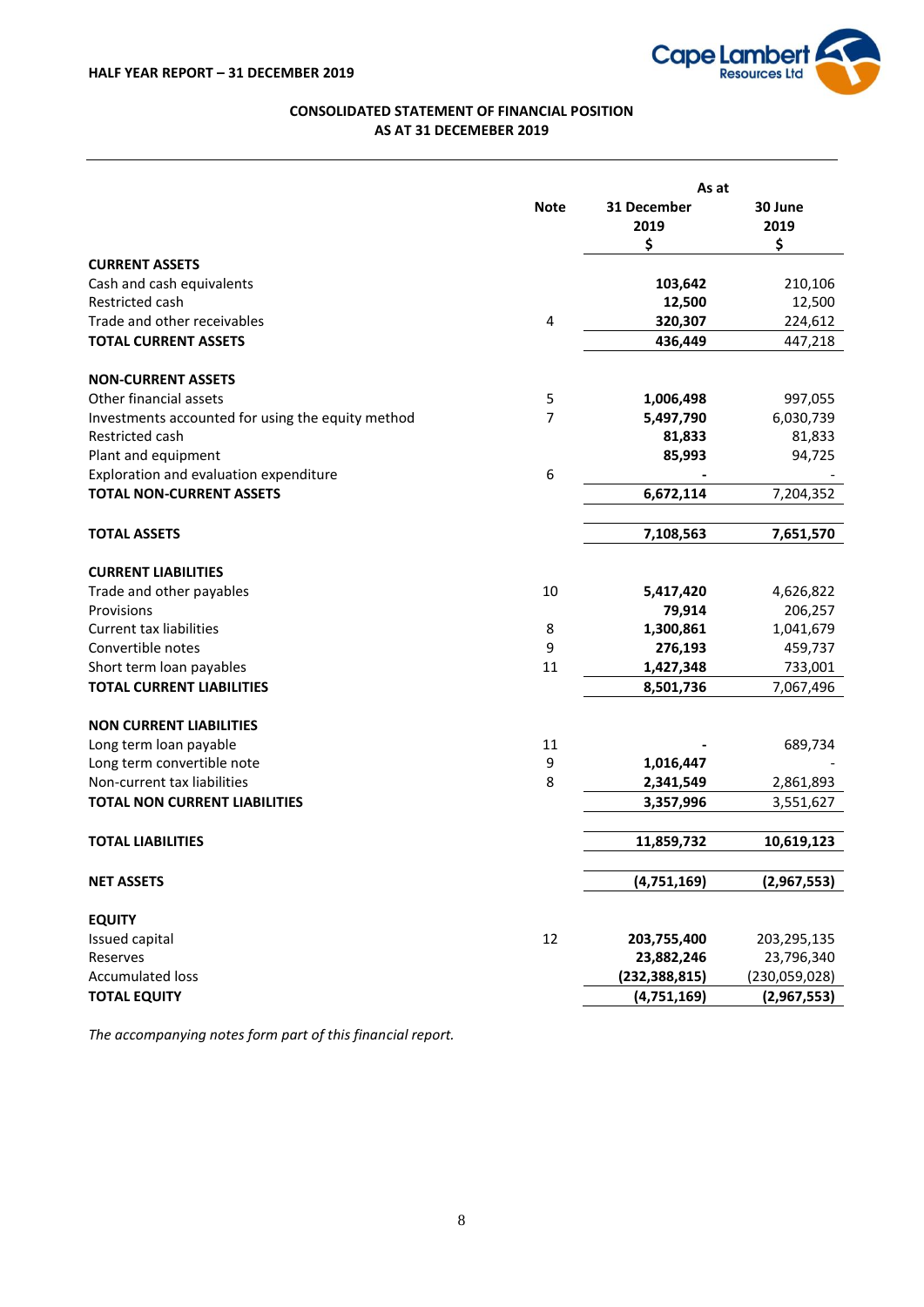## CONSOLIDATED STATEMENT OF FINANCIAL POSITION
## AS AT 31 DECEMEBER 2019

| | Note | As at 31 December 2019 $ | 30 June 2019 $ |
|---|---|---|---|
| **CURRENT ASSETS** | | | |
| Cash and cash equivalents | | **103,642** | 210,106 |
| Restricted cash | | **12,500** | 12,500 |
| Trade and other receivables | 4 | **320,307** | 224,612 |
| **TOTAL CURRENT ASSETS** | | **436,449** | 447,218 |
| | | | |
| **NON-CURRENT ASSETS** | | | |
| Other financial assets | 5 | **1,006,498** | 997,055 |
| Investments accounted for using the equity method | 7 | **5,497,790** | 6,030,739 |
| Restricted cash | | **81,833** | 81,833 |
| Plant and equipment | | **85,993** | 94,725 |
| Exploration and evaluation expenditure | 6 | **-** | - |
| **TOTAL NON-CURRENT ASSETS** | | **6,672,114** | 7,204,352 |
| | | | |
| **TOTAL ASSETS** | | **7,108,563** | **7,651,570** |
| | | | |
| **CURRENT LIABILITIES** | | | |
| Trade and other payables | 10 | **5,417,420** | 4,626,822 |
| Provisions | | **79,914** | 206,257 |
| Current tax liabilities | 8 | **1,300,861** | 1,041,679 |
| Convertible notes | 9 | **276,193** | 459,737 |
| Short term loan payables | 11 | **1,427,348** | 733,001 |
| **TOTAL CURRENT LIABILITIES** | | **8,501,736** | 7,067,496 |
| | | | |
| **NON CURRENT LIABILITIES** | | | |
| Long term loan payable | 11 | **-** | 689,734 |
| Long term convertible note | 9 | **1,016,447** | - |
| Non-current tax liabilities | 8 | **2,341,549** | 2,861,893 |
| **TOTAL NON CURRENT LIABILITIES** | | **3,357,996** | 3,551,627 |
| | | | |
| **TOTAL LIABILITIES** | | **11,859,732** | **10,619,123** |
| | | | |
| **NET ASSETS** | | **(4,751,169)** | **(2,967,553)** |
| | | | |
| **EQUITY** | | | |
| Issued capital | 12 | **203,755,400** | 203,295,135 |
| Reserves | | **23,882,246** | 23,796,340 |
| Accumulated loss | | **(232,388,815)** | (230,059,028) |
| **TOTAL EQUITY** | | **(4,751,169)** | **(2,967,553)** |

*The accompanying notes form part of this financial report.*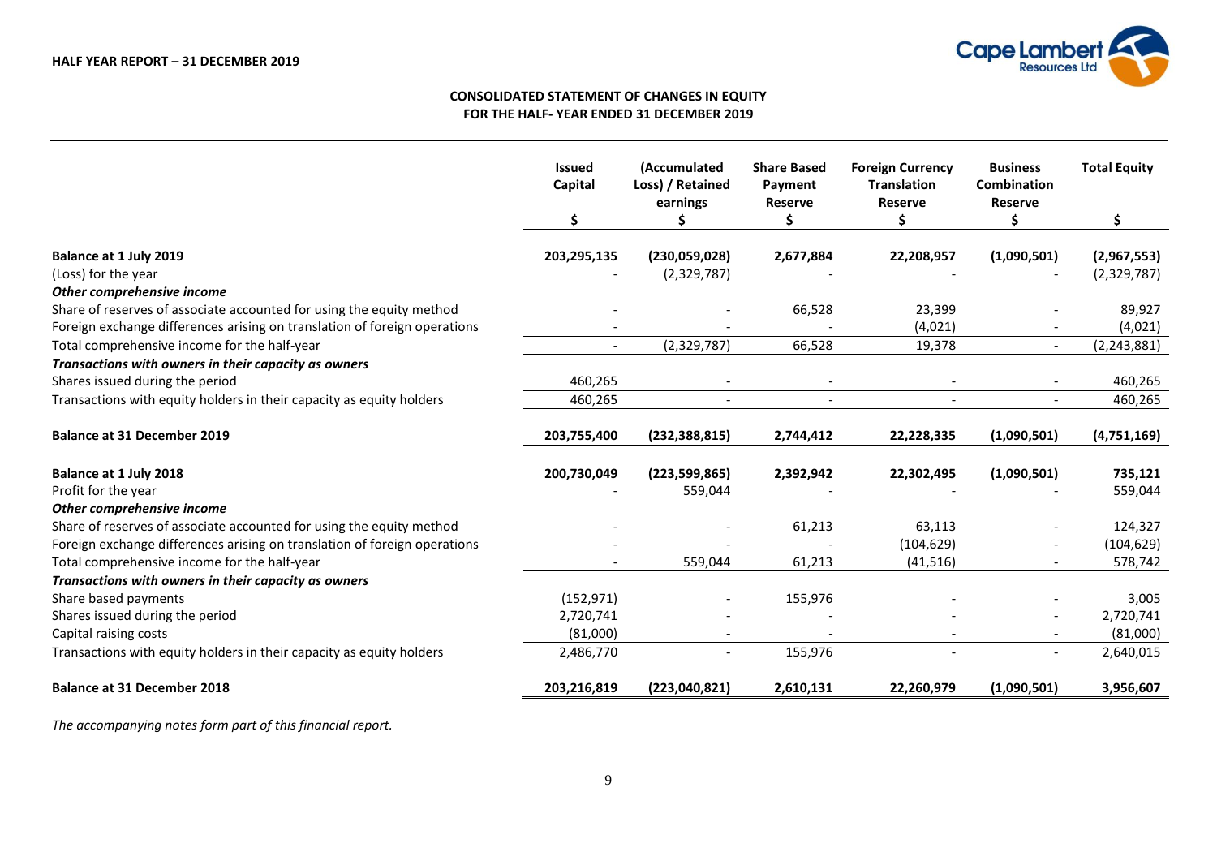## CONSOLIDATED STATEMENT OF CHANGES IN EQUITY
## FOR THE HALF- YEAR ENDED 31 DECEMBER 2019

| | Issued Capital | (Accumulated Loss) / Retained earnings | Share Based Payment Reserve | Foreign Currency Translation Reserve | Business Combination Reserve | Total Equity |
|---|---|---|---|---|---|---|
| | $ | $ | $ | $ | $ | $ |
| **Balance at 1 July 2019** | **203,295,135** | **(230,059,028)** | **2,677,884** | **22,208,957** | **(1,090,501)** | **(2,967,553)** |
| (Loss) for the year | - | (2,329,787) | - | - | - | (2,329,787) |
| ***Other comprehensive income*** | | | | | | |
| Share of reserves of associate accounted for using the equity method | - | - | 66,528 | 23,399 | - | 89,927 |
| Foreign exchange differences arising on translation of foreign operations | - | - | - | (4,021) | - | (4,021) |
| Total comprehensive income for the half-year | - | (2,329,787) | 66,528 | 19,378 | - | (2,243,881) |
| ***Transactions with owners in their capacity as owners*** | | | | | | |
| Shares issued during the period | 460,265 | - | - | - | - | 460,265 |
| Transactions with equity holders in their capacity as equity holders | 460,265 | - | - | - | - | 460,265 |
| **Balance at 31 December 2019** | **203,755,400** | **(232,388,815)** | **2,744,412** | **22,228,335** | **(1,090,501)** | **(4,751,169)** |
| **Balance at 1 July 2018** | **200,730,049** | **(223,599,865)** | **2,392,942** | **22,302,495** | **(1,090,501)** | **735,121** |
| Profit for the year | - | 559,044 | - | - | - | 559,044 |
| ***Other comprehensive income*** | | | | | | |
| Share of reserves of associate accounted for using the equity method | - | - | 61,213 | 63,113 | - | 124,327 |
| Foreign exchange differences arising on translation of foreign operations | - | - | - | (104,629) | - | (104,629) |
| Total comprehensive income for the half-year | - | 559,044 | 61,213 | (41,516) | - | 578,742 |
| ***Transactions with owners in their capacity as owners*** | | | | | | |
| Share based payments | (152,971) | - | 155,976 | - | - | 3,005 |
| Shares issued during the period | 2,720,741 | - | - | - | - | 2,720,741 |
| Capital raising costs | (81,000) | - | - | - | - | (81,000) |
| Transactions with equity holders in their capacity as equity holders | 2,486,770 | - | 155,976 | - | - | 2,640,015 |
| **Balance at 31 December 2018** | **203,216,819** | **(223,040,821)** | **2,610,131** | **22,260,979** | **(1,090,501)** | **3,956,607** |

*The accompanying notes form part of this financial report.*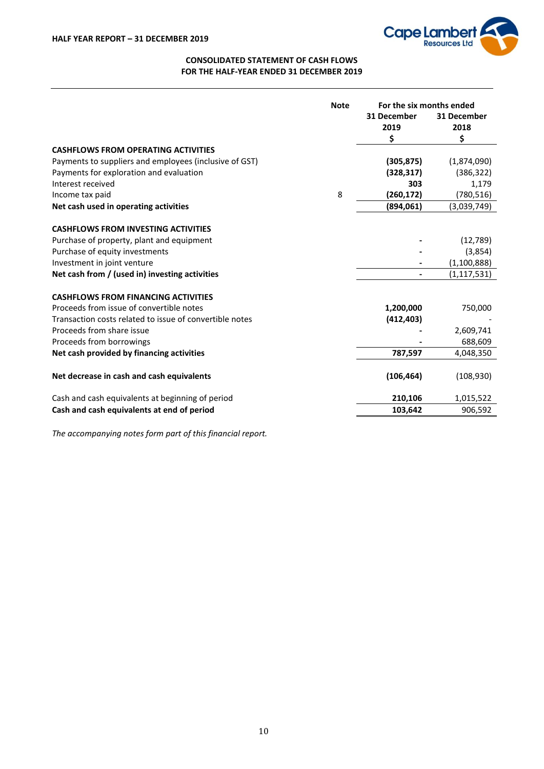## CONSOLIDATED STATEMENT OF CASH FLOWS
## FOR THE HALF-YEAR ENDED 31 DECEMBER 2019

| | Note | For the six months ended 31 December 2019 $ | 31 December 2018 $ |
|---|---|---|---|
| **CASHFLOWS FROM OPERATING ACTIVITIES** | | | |
| Payments to suppliers and employees (inclusive of GST) | | **(305,875)** | (1,874,090) |
| Payments for exploration and evaluation | | **(328,317)** | (386,322) |
| Interest received | | **303** | 1,179 |
| Income tax paid | 8 | **(260,172)** | (780,516) |
| **Net cash used in operating activities** | | **(894,061)** | (3,039,749) |
| | | | |
| **CASHFLOWS FROM INVESTING ACTIVITIES** | | | |
| Purchase of property, plant and equipment | | **-** | (12,789) |
| Purchase of equity investments | | **-** | (3,854) |
| Investment in joint venture | | **-** | (1,100,888) |
| **Net cash from / (used in) investing activities** | | **-** | (1,117,531) |
| | | | |
| **CASHFLOWS FROM FINANCING ACTIVITIES** | | | |
| Proceeds from issue of convertible notes | | **1,200,000** | 750,000 |
| Transaction costs related to issue of convertible notes | | **(412,403)** | - |
| Proceeds from share issue | | **-** | 2,609,741 |
| Proceeds from borrowings | | **-** | 688,609 |
| **Net cash provided by financing activities** | | **787,597** | 4,048,350 |
| | | | |
| **Net decrease in cash and cash equivalents** | | **(106,464)** | (108,930) |
| | | | |
| Cash and cash equivalents at beginning of period | | **210,106** | 1,015,522 |
| **Cash and cash equivalents at end of period** | | **103,642** | 906,592 |

*The accompanying notes form part of this financial report.*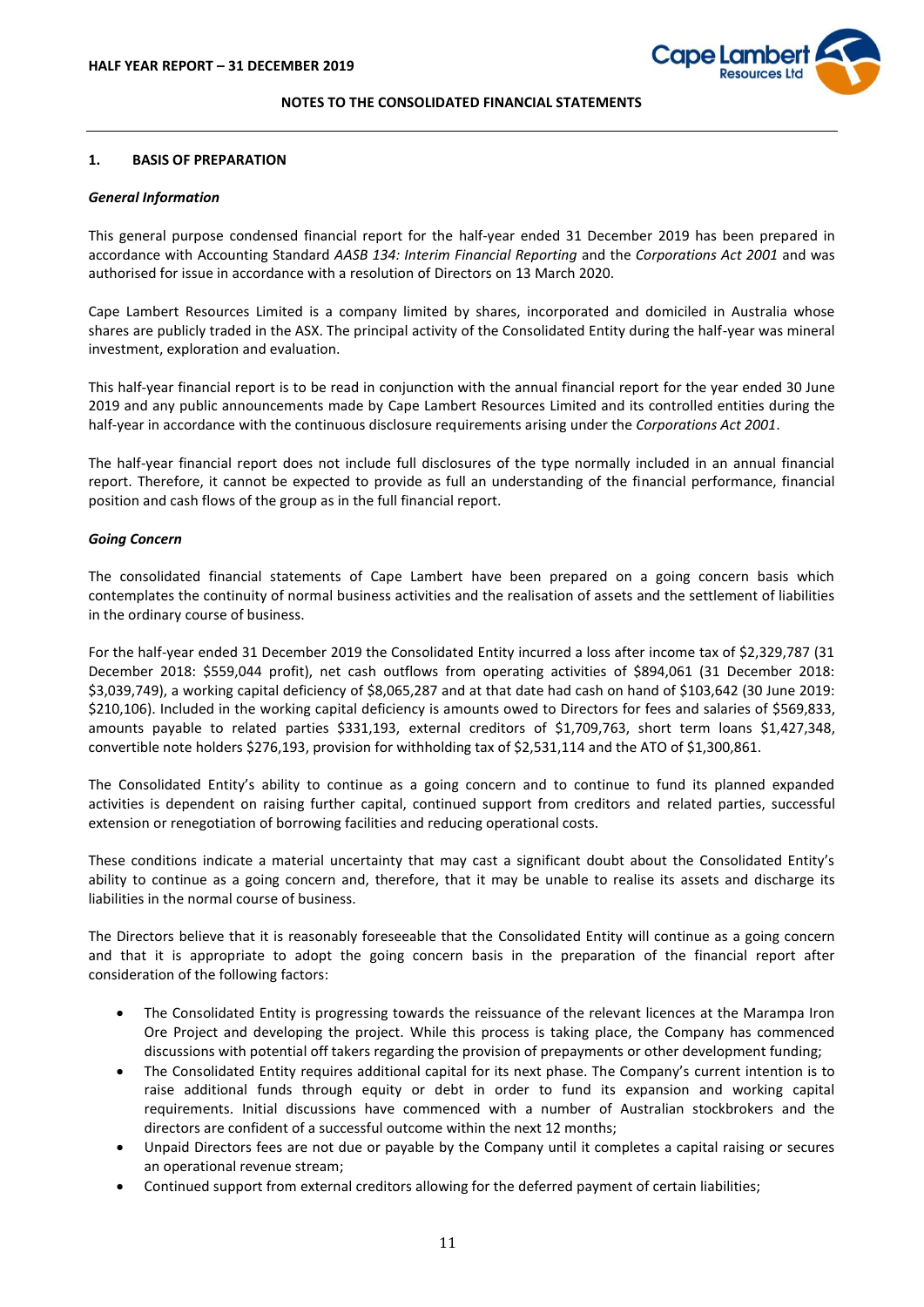## NOTES TO THE CONSOLIDATED FINANCIAL STATEMENTS

### 1. BASIS OF PREPARATION

***General Information***

This general purpose condensed financial report for the half-year ended 31 December 2019 has been prepared in accordance with Accounting Standard *AASB 134: Interim Financial Reporting* and the *Corporations Act 2001* and was authorised for issue in accordance with a resolution of Directors on 13 March 2020.

Cape Lambert Resources Limited is a company limited by shares, incorporated and domiciled in Australia whose shares are publicly traded in the ASX. The principal activity of the Consolidated Entity during the half-year was mineral investment, exploration and evaluation.

This half-year financial report is to be read in conjunction with the annual financial report for the year ended 30 June 2019 and any public announcements made by Cape Lambert Resources Limited and its controlled entities during the half-year in accordance with the continuous disclosure requirements arising under the *Corporations Act 2001*.

The half-year financial report does not include full disclosures of the type normally included in an annual financial report. Therefore, it cannot be expected to provide as full an understanding of the financial performance, financial position and cash flows of the group as in the full financial report.

***Going Concern***

The consolidated financial statements of Cape Lambert have been prepared on a going concern basis which contemplates the continuity of normal business activities and the realisation of assets and the settlement of liabilities in the ordinary course of business.

For the half-year ended 31 December 2019 the Consolidated Entity incurred a loss after income tax of $2,329,787 (31 December 2018: $559,044 profit), net cash outflows from operating activities of $894,061 (31 December 2018: $3,039,749), a working capital deficiency of $8,065,287 and at that date had cash on hand of $103,642 (30 June 2019: $210,106). Included in the working capital deficiency is amounts owed to Directors for fees and salaries of $569,833, amounts payable to related parties $331,193, external creditors of $1,709,763, short term loans $1,427,348, convertible note holders $276,193, provision for withholding tax of $2,531,114 and the ATO of $1,300,861.

The Consolidated Entity's ability to continue as a going concern and to continue to fund its planned expanded activities is dependent on raising further capital, continued support from creditors and related parties, successful extension or renegotiation of borrowing facilities and reducing operational costs.

These conditions indicate a material uncertainty that may cast a significant doubt about the Consolidated Entity's ability to continue as a going concern and, therefore, that it may be unable to realise its assets and discharge its liabilities in the normal course of business.

The Directors believe that it is reasonably foreseeable that the Consolidated Entity will continue as a going concern and that it is appropriate to adopt the going concern basis in the preparation of the financial report after consideration of the following factors:

- The Consolidated Entity is progressing towards the reissuance of the relevant licences at the Marampa Iron Ore Project and developing the project. While this process is taking place, the Company has commenced discussions with potential off takers regarding the provision of prepayments or other development funding;
- The Consolidated Entity requires additional capital for its next phase. The Company's current intention is to raise additional funds through equity or debt in order to fund its expansion and working capital requirements. Initial discussions have commenced with a number of Australian stockbrokers and the directors are confident of a successful outcome within the next 12 months;
- Unpaid Directors fees are not due or payable by the Company until it completes a capital raising or secures an operational revenue stream;
- Continued support from external creditors allowing for the deferred payment of certain liabilities;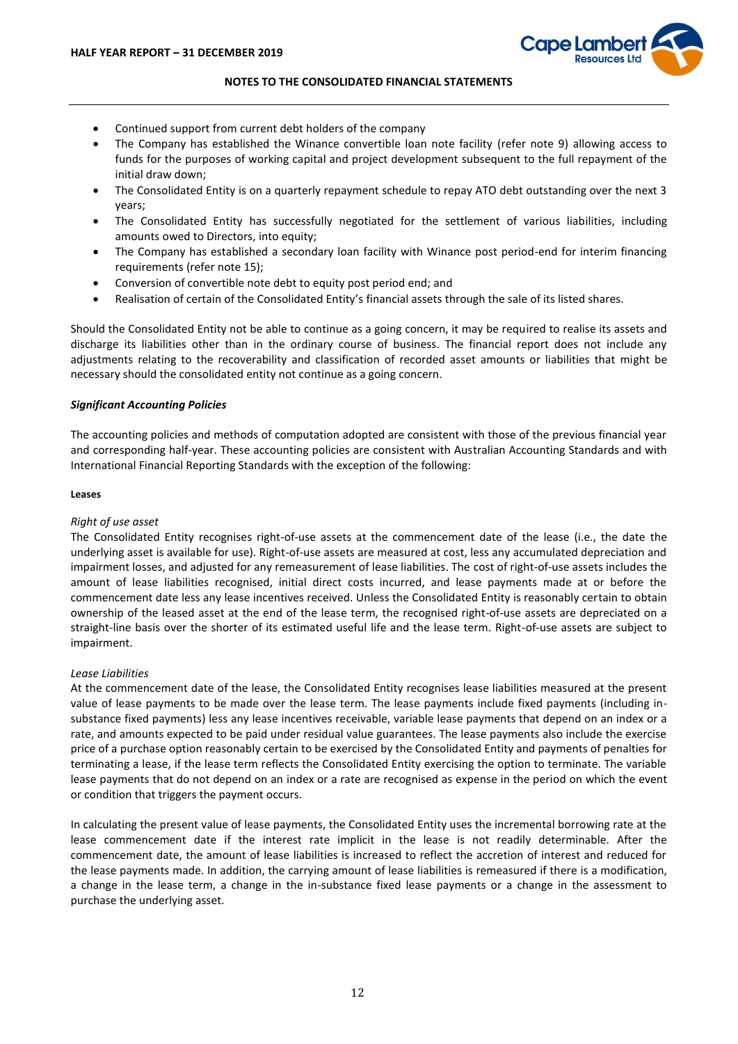- Continued support from current debt holders of the company
- The Company has established the Winance convertible loan note facility (refer note 9) allowing access to funds for the purposes of working capital and project development subsequent to the full repayment of the initial draw down;
- The Consolidated Entity is on a quarterly repayment schedule to repay ATO debt outstanding over the next 3 years;
- The Consolidated Entity has successfully negotiated for the settlement of various liabilities, including amounts owed to Directors, into equity;
- The Company has established a secondary loan facility with Winance post period-end for interim financing requirements (refer note 15);
- Conversion of convertible note debt to equity post period end; and
- Realisation of certain of the Consolidated Entity's financial assets through the sale of its listed shares.

Should the Consolidated Entity not be able to continue as a going concern, it may be required to realise its assets and discharge its liabilities other than in the ordinary course of business. The financial report does not include any adjustments relating to the recoverability and classification of recorded asset amounts or liabilities that might be necessary should the consolidated entity not continue as a going concern.

***Significant Accounting Policies***

The accounting policies and methods of computation adopted are consistent with those of the previous financial year and corresponding half-year. These accounting policies are consistent with Australian Accounting Standards and with International Financial Reporting Standards with the exception of the following:

**Leases**

*Right of use asset*

The Consolidated Entity recognises right-of-use assets at the commencement date of the lease (i.e., the date the underlying asset is available for use). Right-of-use assets are measured at cost, less any accumulated depreciation and impairment losses, and adjusted for any remeasurement of lease liabilities. The cost of right-of-use assets includes the amount of lease liabilities recognised, initial direct costs incurred, and lease payments made at or before the commencement date less any lease incentives received. Unless the Consolidated Entity is reasonably certain to obtain ownership of the leased asset at the end of the lease term, the recognised right-of-use assets are depreciated on a straight-line basis over the shorter of its estimated useful life and the lease term. Right-of-use assets are subject to impairment.

*Lease Liabilities*

At the commencement date of the lease, the Consolidated Entity recognises lease liabilities measured at the present value of lease payments to be made over the lease term. The lease payments include fixed payments (including in-substance fixed payments) less any lease incentives receivable, variable lease payments that depend on an index or a rate, and amounts expected to be paid under residual value guarantees. The lease payments also include the exercise price of a purchase option reasonably certain to be exercised by the Consolidated Entity and payments of penalties for terminating a lease, if the lease term reflects the Consolidated Entity exercising the option to terminate. The variable lease payments that do not depend on an index or a rate are recognised as expense in the period on which the event or condition that triggers the payment occurs.

In calculating the present value of lease payments, the Consolidated Entity uses the incremental borrowing rate at the lease commencement date if the interest rate implicit in the lease is not readily determinable. After the commencement date, the amount of lease liabilities is increased to reflect the accretion of interest and reduced for the lease payments made. In addition, the carrying amount of lease liabilities is remeasured if there is a modification, a change in the lease term, a change in the in-substance fixed lease payments or a change in the assessment to purchase the underlying asset.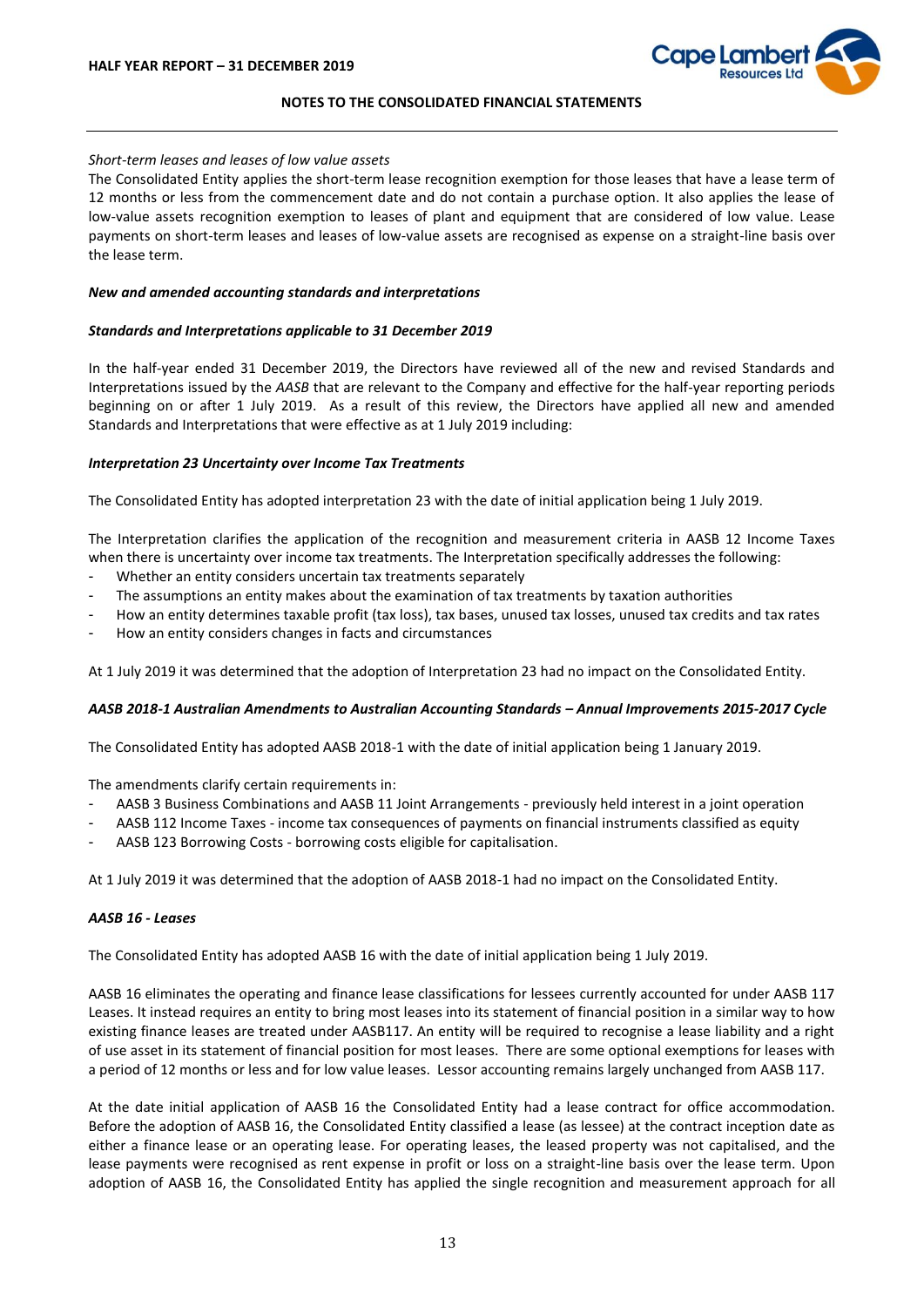*Short-term leases and leases of low value assets*

The Consolidated Entity applies the short-term lease recognition exemption for those leases that have a lease term of 12 months or less from the commencement date and do not contain a purchase option. It also applies the lease of low-value assets recognition exemption to leases of plant and equipment that are considered of low value. Lease payments on short-term leases and leases of low-value assets are recognised as expense on a straight-line basis over the lease term.

***New and amended accounting standards and interpretations***

***Standards and Interpretations applicable to 31 December 2019***

In the half-year ended 31 December 2019, the Directors have reviewed all of the new and revised Standards and Interpretations issued by the *AASB* that are relevant to the Company and effective for the half-year reporting periods beginning on or after 1 July 2019. As a result of this review, the Directors have applied all new and amended Standards and Interpretations that were effective as at 1 July 2019 including:

***Interpretation 23 Uncertainty over Income Tax Treatments***

The Consolidated Entity has adopted interpretation 23 with the date of initial application being 1 July 2019.

The Interpretation clarifies the application of the recognition and measurement criteria in AASB 12 Income Taxes when there is uncertainty over income tax treatments. The Interpretation specifically addresses the following:

- Whether an entity considers uncertain tax treatments separately
- The assumptions an entity makes about the examination of tax treatments by taxation authorities
- How an entity determines taxable profit (tax loss), tax bases, unused tax losses, unused tax credits and tax rates
- How an entity considers changes in facts and circumstances

At 1 July 2019 it was determined that the adoption of Interpretation 23 had no impact on the Consolidated Entity.

***AASB 2018-1 Australian Amendments to Australian Accounting Standards – Annual Improvements 2015-2017 Cycle***

The Consolidated Entity has adopted AASB 2018-1 with the date of initial application being 1 January 2019.

The amendments clarify certain requirements in:

- AASB 3 Business Combinations and AASB 11 Joint Arrangements - previously held interest in a joint operation
- AASB 112 Income Taxes - income tax consequences of payments on financial instruments classified as equity
- AASB 123 Borrowing Costs - borrowing costs eligible for capitalisation.

At 1 July 2019 it was determined that the adoption of AASB 2018-1 had no impact on the Consolidated Entity.

***AASB 16 - Leases***

The Consolidated Entity has adopted AASB 16 with the date of initial application being 1 July 2019.

AASB 16 eliminates the operating and finance lease classifications for lessees currently accounted for under AASB 117 Leases. It instead requires an entity to bring most leases into its statement of financial position in a similar way to how existing finance leases are treated under AASB117. An entity will be required to recognise a lease liability and a right of use asset in its statement of financial position for most leases. There are some optional exemptions for leases with a period of 12 months or less and for low value leases. Lessor accounting remains largely unchanged from AASB 117.

At the date initial application of AASB 16 the Consolidated Entity had a lease contract for office accommodation. Before the adoption of AASB 16, the Consolidated Entity classified a lease (as lessee) at the contract inception date as either a finance lease or an operating lease. For operating leases, the leased property was not capitalised, and the lease payments were recognised as rent expense in profit or loss on a straight-line basis over the lease term. Upon adoption of AASB 16, the Consolidated Entity has applied the single recognition and measurement approach for all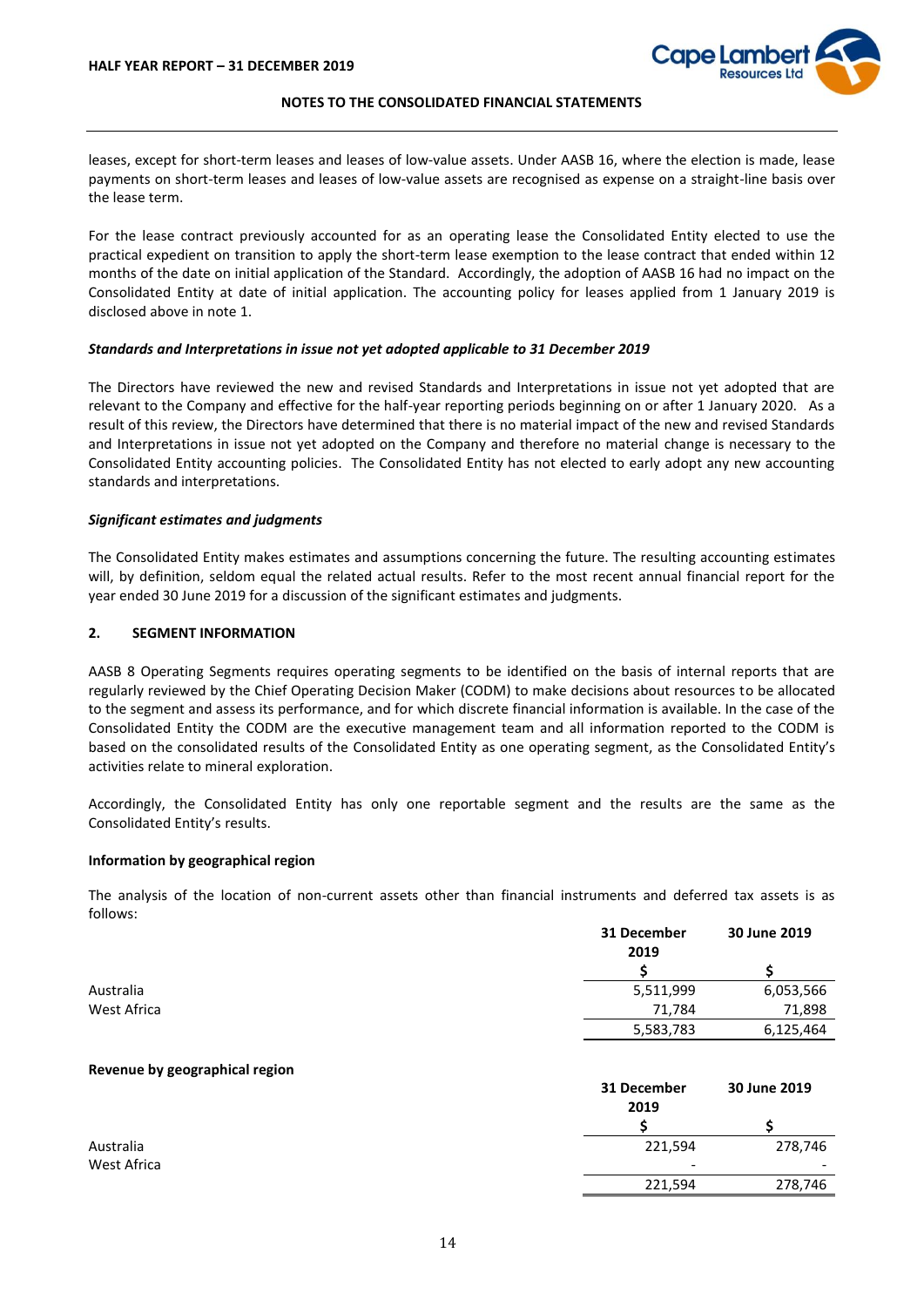leases, except for short-term leases and leases of low-value assets. Under AASB 16, where the election is made, lease payments on short-term leases and leases of low-value assets are recognised as expense on a straight-line basis over the lease term.

For the lease contract previously accounted for as an operating lease the Consolidated Entity elected to use the practical expedient on transition to apply the short-term lease exemption to the lease contract that ended within 12 months of the date on initial application of the Standard. Accordingly, the adoption of AASB 16 had no impact on the Consolidated Entity at date of initial application. The accounting policy for leases applied from 1 January 2019 is disclosed above in note 1.

***Standards and Interpretations in issue not yet adopted applicable to 31 December 2019***

The Directors have reviewed the new and revised Standards and Interpretations in issue not yet adopted that are relevant to the Company and effective for the half-year reporting periods beginning on or after 1 January 2020. As a result of this review, the Directors have determined that there is no material impact of the new and revised Standards and Interpretations in issue not yet adopted on the Company and therefore no material change is necessary to the Consolidated Entity accounting policies. The Consolidated Entity has not elected to early adopt any new accounting standards and interpretations.

***Significant estimates and judgments***

The Consolidated Entity makes estimates and assumptions concerning the future. The resulting accounting estimates will, by definition, seldom equal the related actual results. Refer to the most recent annual financial report for the year ended 30 June 2019 for a discussion of the significant estimates and judgments.

## 2. SEGMENT INFORMATION

AASB 8 Operating Segments requires operating segments to be identified on the basis of internal reports that are regularly reviewed by the Chief Operating Decision Maker (CODM) to make decisions about resources to be allocated to the segment and assess its performance, and for which discrete financial information is available. In the case of the Consolidated Entity the CODM are the executive management team and all information reported to the CODM is based on the consolidated results of the Consolidated Entity as one operating segment, as the Consolidated Entity's activities relate to mineral exploration.

Accordingly, the Consolidated Entity has only one reportable segment and the results are the same as the Consolidated Entity's results.

**Information by geographical region**

The analysis of the location of non-current assets other than financial instruments and deferred tax assets is as follows:

| | 31 December 2019 | 30 June 2019 |
|---|---|---|
| | $ | $ |
| Australia | 5,511,999 | 6,053,566 |
| West Africa | 71,784 | 71,898 |
| | 5,583,783 | 6,125,464 |

**Revenue by geographical region**

| | 31 December 2019 | 30 June 2019 |
|---|---|---|
| | $ | $ |
| Australia | 221,594 | 278,746 |
| West Africa | - | - |
| | 221,594 | 278,746 |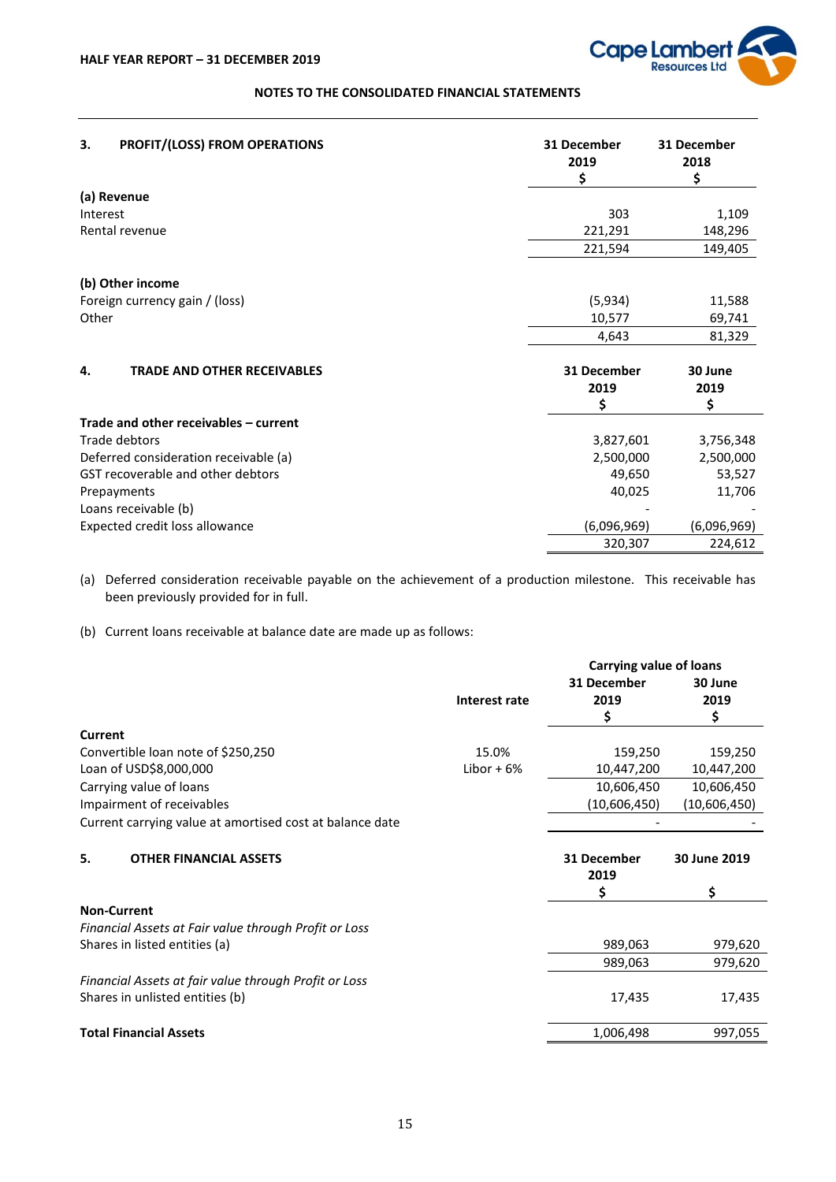NOTES TO THE CONSOLIDATED FINANCIAL STATEMENTS

## 3. PROFIT/(LOSS) FROM OPERATIONS

| | 31 December 2019 $ | 31 December 2018 $ |
|---|---|---|
| **(a) Revenue** | | |
| Interest | 303 | 1,109 |
| Rental revenue | 221,291 | 148,296 |
| | 221,594 | 149,405 |
| **(b) Other income** | | |
| Foreign currency gain / (loss) | (5,934) | 11,588 |
| Other | 10,577 | 69,741 |
| | 4,643 | 81,329 |

## 4. TRADE AND OTHER RECEIVABLES

| | 31 December 2019 $ | 30 June 2019 $ |
|---|---|---|
| **Trade and other receivables – current** | | |
| Trade debtors | 3,827,601 | 3,756,348 |
| Deferred consideration receivable (a) | 2,500,000 | 2,500,000 |
| GST recoverable and other debtors | 49,650 | 53,527 |
| Prepayments | 40,025 | 11,706 |
| Loans receivable (b) | - | - |
| Expected credit loss allowance | (6,096,969) | (6,096,969) |
| | 320,307 | 224,612 |

(a) Deferred consideration receivable payable on the achievement of a production milestone. This receivable has been previously provided for in full.

(b) Current loans receivable at balance date are made up as follows:

| | Interest rate | Carrying value of loans 31 December 2019 $ | 30 June 2019 $ |
|---|---|---|---|
| **Current** | | | |
| Convertible loan note of $250,250 | 15.0% | 159,250 | 159,250 |
| Loan of USD$8,000,000 | Libor + 6% | 10,447,200 | 10,447,200 |
| Carrying value of loans | | 10,606,450 | 10,606,450 |
| Impairment of receivables | | (10,606,450) | (10,606,450) |
| Current carrying value at amortised cost at balance date | | - | - |

## 5. OTHER FINANCIAL ASSETS

| | 31 December 2019 $ | 30 June 2019 $ |
|---|---|---|
| **Non-Current** | | |
| *Financial Assets at Fair value through Profit or Loss* | | |
| Shares in listed entities (a) | 989,063 | 979,620 |
| | 989,063 | 979,620 |
| *Financial Assets at fair value through Profit or Loss* | | |
| Shares in unlisted entities (b) | 17,435 | 17,435 |
| **Total Financial Assets** | 1,006,498 | 997,055 |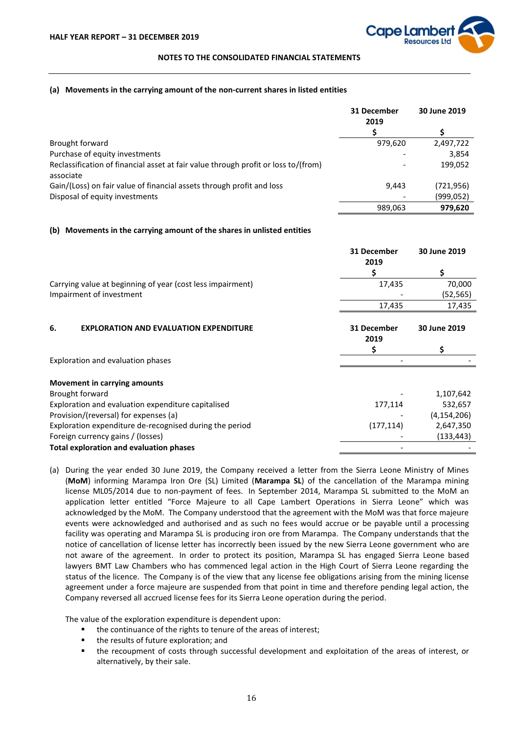**NOTES TO THE CONSOLIDATED FINANCIAL STATEMENTS**

**(a) Movements in the carrying amount of the non-current shares in listed entities**

| | 31 December 2019 $ | 30 June 2019 $ |
|---|---|---|
| Brought forward | 979,620 | 2,497,722 |
| Purchase of equity investments | - | 3,854 |
| Reclassification of financial asset at fair value through profit or loss to/(from) associate | - | 199,052 |
| Gain/(Loss) on fair value of financial assets through profit and loss | 9,443 | (721,956) |
| Disposal of equity investments | - | (999,052) |
| | 989,063 | **979,620** |

**(b) Movements in the carrying amount of the shares in unlisted entities**

| | 31 December 2019 $ | 30 June 2019 $ |
|---|---|---|
| Carrying value at beginning of year (cost less impairment) | 17,435 | 70,000 |
| Impairment of investment | - | (52,565) |
| | 17,435 | 17,435 |

## 6. EXPLORATION AND EVALUATION EXPENDITURE

| | 31 December 2019 $ | 30 June 2019 $ |
|---|---|---|
| Exploration and evaluation phases | - | - |
| | | |
| **Movement in carrying amounts** | | |
| Brought forward | - | 1,107,642 |
| Exploration and evaluation expenditure capitalised | 177,114 | 532,657 |
| Provision/(reversal) for expenses (a) | - | (4,154,206) |
| Exploration expenditure de-recognised during the period | (177,114) | 2,647,350 |
| Foreign currency gains / (losses) | - | (133,443) |
| **Total exploration and evaluation phases** | - | - |

(a) During the year ended 30 June 2019, the Company received a letter from the Sierra Leone Ministry of Mines (**MoM**) informing Marampa Iron Ore (SL) Limited (**Marampa SL**) of the cancellation of the Marampa mining license ML05/2014 due to non-payment of fees. In September 2014, Marampa SL submitted to the MoM an application letter entitled "Force Majeure to all Cape Lambert Operations in Sierra Leone" which was acknowledged by the MoM. The Company understood that the agreement with the MoM was that force majeure events were acknowledged and authorised and as such no fees would accrue or be payable until a processing facility was operating and Marampa SL is producing iron ore from Marampa. The Company understands that the notice of cancellation of license letter has incorrectly been issued by the new Sierra Leone government who are not aware of the agreement. In order to protect its position, Marampa SL has engaged Sierra Leone based lawyers BMT Law Chambers who has commenced legal action in the High Court of Sierra Leone regarding the status of the licence. The Company is of the view that any license fee obligations arising from the mining license agreement under a force majeure are suspended from that point in time and therefore pending legal action, the Company reversed all accrued license fees for its Sierra Leone operation during the period.

The value of the exploration expenditure is dependent upon:

- the continuance of the rights to tenure of the areas of interest;
- the results of future exploration; and
- the recoupment of costs through successful development and exploitation of the areas of interest, or alternatively, by their sale.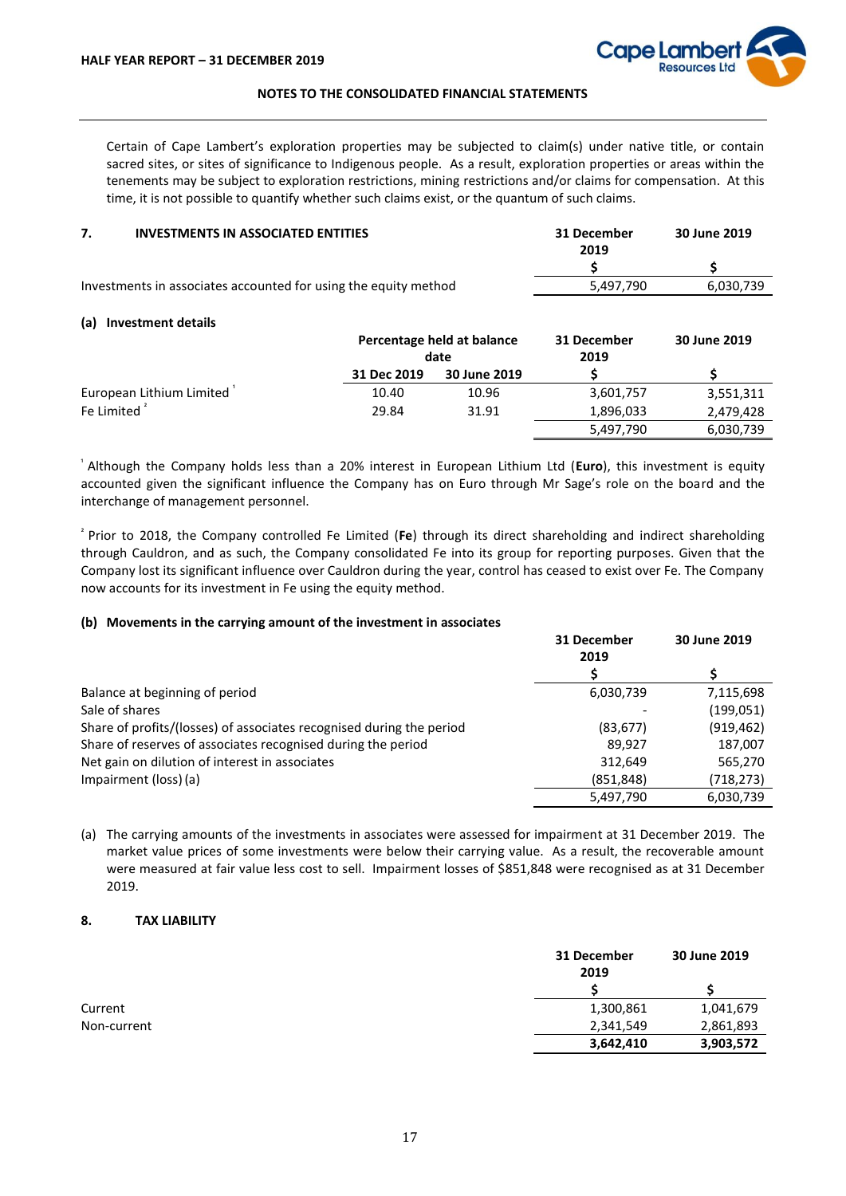Certain of Cape Lambert's exploration properties may be subjected to claim(s) under native title, or contain sacred sites, or sites of significance to Indigenous people. As a result, exploration properties or areas within the tenements may be subject to exploration restrictions, mining restrictions and/or claims for compensation. At this time, it is not possible to quantify whether such claims exist, or the quantum of such claims.

## 7. INVESTMENTS IN ASSOCIATED ENTITIES

| | 31 December 2019 | 30 June 2019 |
|---|---|---|
| | $ | $ |
| Investments in associates accounted for using the equity method | 5,497,790 | 6,030,739 |

### (a) Investment details

| | Percentage held at balance date | | 31 December 2019 | 30 June 2019 |
|---|---|---|---|---|
| | 31 Dec 2019 | 30 June 2019 | $ | $ |
| European Lithium Limited [1] | 10.40 | 10.96 | 3,601,757 | 3,551,311 |
| Fe Limited [2] | 29.84 | 31.91 | 1,896,033 | 2,479,428 |
| | | | 5,497,790 | 6,030,739 |

[1] Although the Company holds less than a 20% interest in European Lithium Ltd (**Euro**), this investment is equity accounted given the significant influence the Company has on Euro through Mr Sage's role on the board and the interchange of management personnel.

[2] Prior to 2018, the Company controlled Fe Limited (**Fe**) through its direct shareholding and indirect shareholding through Cauldron, and as such, the Company consolidated Fe into its group for reporting purposes. Given that the Company lost its significant influence over Cauldron during the year, control has ceased to exist over Fe. The Company now accounts for its investment in Fe using the equity method.

### (b) Movements in the carrying amount of the investment in associates

| | 31 December 2019 | 30 June 2019 |
|---|---|---|
| | $ | $ |
| Balance at beginning of period | 6,030,739 | 7,115,698 |
| Sale of shares | - | (199,051) |
| Share of profits/(losses) of associates recognised during the period | (83,677) | (919,462) |
| Share of reserves of associates recognised during the period | 89,927 | 187,007 |
| Net gain on dilution of interest in associates | 312,649 | 565,270 |
| Impairment (loss) (a) | (851,848) | (718,273) |
| | 5,497,790 | 6,030,739 |

(a) The carrying amounts of the investments in associates were assessed for impairment at 31 December 2019. The market value prices of some investments were below their carrying value. As a result, the recoverable amount were measured at fair value less cost to sell. Impairment losses of $851,848 were recognised as at 31 December 2019.

## 8. TAX LIABILITY

| | 31 December 2019 | 30 June 2019 |
|---|---|---|
| | $ | $ |
| Current | 1,300,861 | 1,041,679 |
| Non-current | 2,341,549 | 2,861,893 |
| | **3,642,410** | **3,903,572** |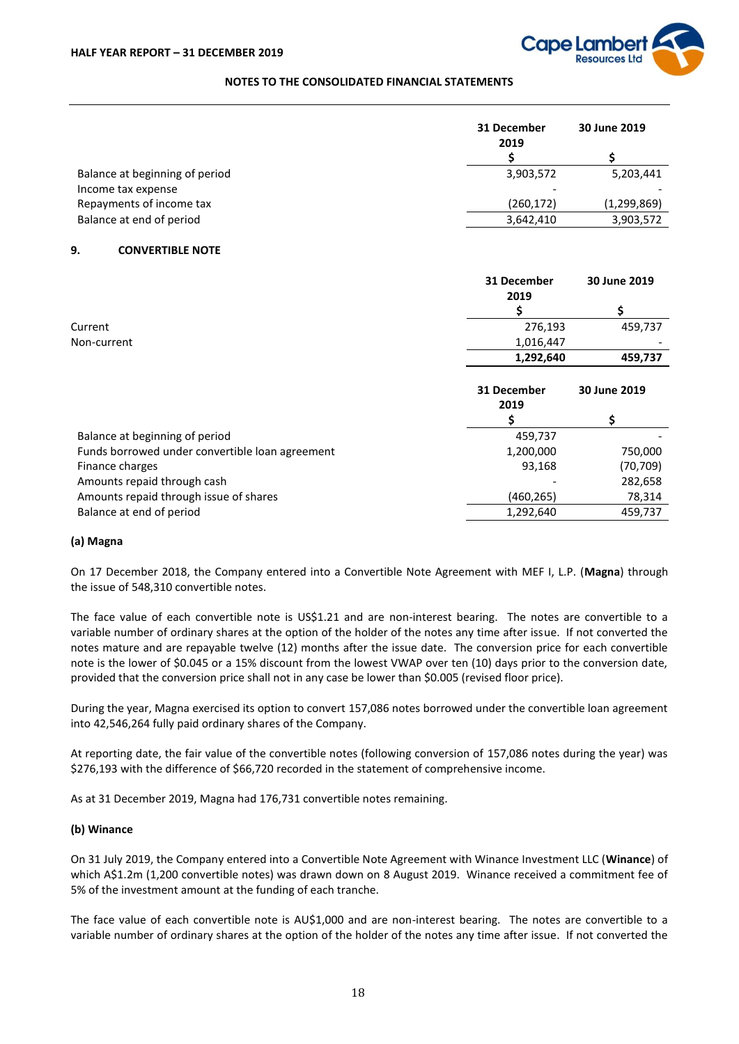| | 31 December 2019 | 30 June 2019 |
|---|---|---|
| | $ | $ |
| Balance at beginning of period | 3,903,572 | 5,203,441 |
| Income tax expense | - | - |
| Repayments of income tax | (260,172) | (1,299,869) |
| Balance at end of period | 3,642,410 | 3,903,572 |

## 9. CONVERTIBLE NOTE

| | 31 December 2019 | 30 June 2019 |
|---|---|---|
| | $ | $ |
| Current | 276,193 | 459,737 |
| Non-current | 1,016,447 | - |
| | **1,292,640** | **459,737** |

| | 31 December 2019 | 30 June 2019 |
|---|---|---|
| | $ | $ |
| Balance at beginning of period | 459,737 | - |
| Funds borrowed under convertible loan agreement | 1,200,000 | 750,000 |
| Finance charges | 93,168 | (70,709) |
| Amounts repaid through cash | - | 282,658 |
| Amounts repaid through issue of shares | (460,265) | 78,314 |
| Balance at end of period | 1,292,640 | 459,737 |

### (a) Magna

On 17 December 2018, the Company entered into a Convertible Note Agreement with MEF I, L.P. (**Magna**) through the issue of 548,310 convertible notes.

The face value of each convertible note is US$1.21 and are non-interest bearing. The notes are convertible to a variable number of ordinary shares at the option of the holder of the notes any time after issue. If not converted the notes mature and are repayable twelve (12) months after the issue date. The conversion price for each convertible note is the lower of $0.045 or a 15% discount from the lowest VWAP over ten (10) days prior to the conversion date, provided that the conversion price shall not in any case be lower than $0.005 (revised floor price).

During the year, Magna exercised its option to convert 157,086 notes borrowed under the convertible loan agreement into 42,546,264 fully paid ordinary shares of the Company.

At reporting date, the fair value of the convertible notes (following conversion of 157,086 notes during the year) was $276,193 with the difference of $66,720 recorded in the statement of comprehensive income.

As at 31 December 2019, Magna had 176,731 convertible notes remaining.

### (b) Winance

On 31 July 2019, the Company entered into a Convertible Note Agreement with Winance Investment LLC (**Winance**) of which A$1.2m (1,200 convertible notes) was drawn down on 8 August 2019. Winance received a commitment fee of 5% of the investment amount at the funding of each tranche.

The face value of each convertible note is AU$1,000 and are non-interest bearing. The notes are convertible to a variable number of ordinary shares at the option of the holder of the notes any time after issue. If not converted the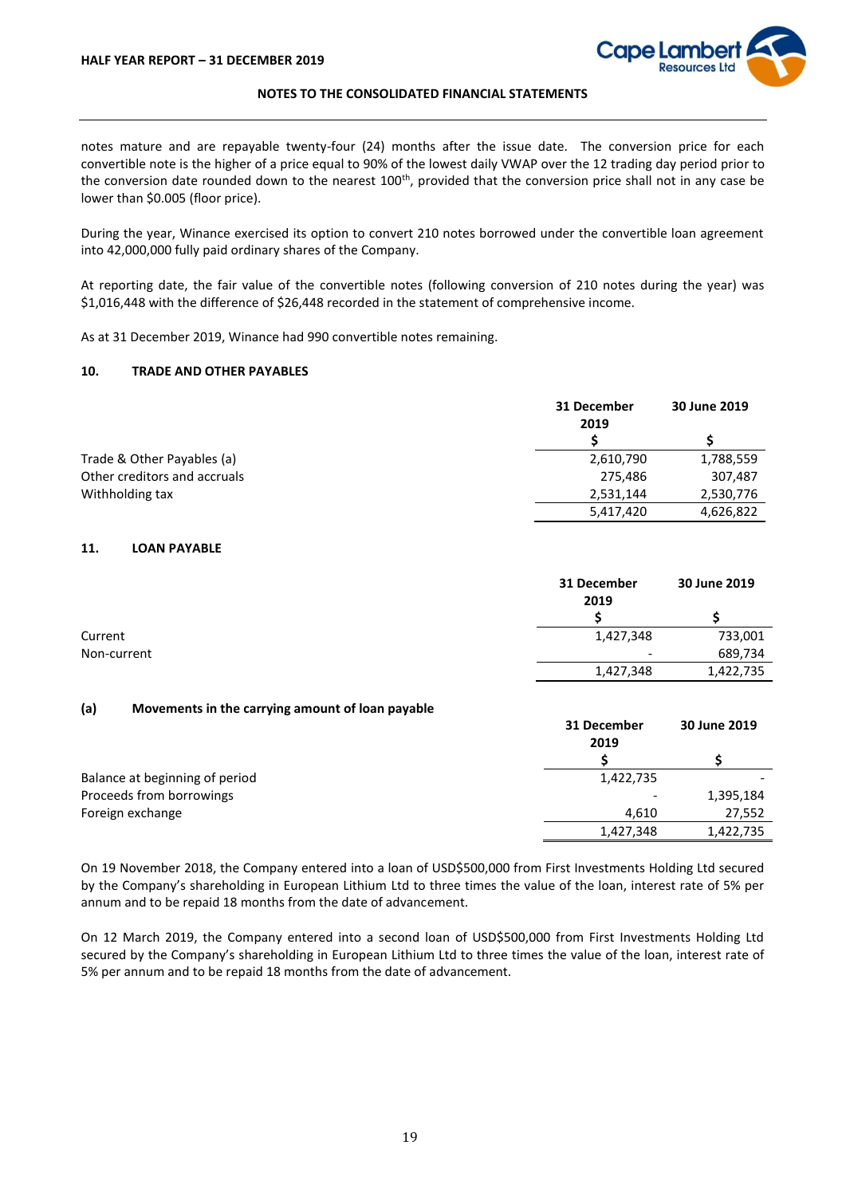notes mature and are repayable twenty-four (24) months after the issue date. The conversion price for each convertible note is the higher of a price equal to 90% of the lowest daily VWAP over the 12 trading day period prior to the conversion date rounded down to the nearest 100th, provided that the conversion price shall not in any case be lower than $0.005 (floor price).

During the year, Winance exercised its option to convert 210 notes borrowed under the convertible loan agreement into 42,000,000 fully paid ordinary shares of the Company.

At reporting date, the fair value of the convertible notes (following conversion of 210 notes during the year) was $1,016,448 with the difference of $26,448 recorded in the statement of comprehensive income.

As at 31 December 2019, Winance had 990 convertible notes remaining.

## 10. TRADE AND OTHER PAYABLES

| | 31 December 2019 | 30 June 2019 |
|---|---|---|
| | $ | $ |
| Trade & Other Payables (a) | 2,610,790 | 1,788,559 |
| Other creditors and accruals | 275,486 | 307,487 |
| Withholding tax | 2,531,144 | 2,530,776 |
| | 5,417,420 | 4,626,822 |

## 11. LOAN PAYABLE

| | 31 December 2019 | 30 June 2019 |
|---|---|---|
| | $ | $ |
| Current | 1,427,348 | 733,001 |
| Non-current | - | 689,734 |
| | 1,427,348 | 1,422,735 |

### (a) Movements in the carrying amount of loan payable

| | 31 December 2019 | 30 June 2019 |
|---|---|---|
| | $ | $ |
| Balance at beginning of period | 1,422,735 | - |
| Proceeds from borrowings | - | 1,395,184 |
| Foreign exchange | 4,610 | 27,552 |
| | 1,427,348 | 1,422,735 |

On 19 November 2018, the Company entered into a loan of USD$500,000 from First Investments Holding Ltd secured by the Company's shareholding in European Lithium Ltd to three times the value of the loan, interest rate of 5% per annum and to be repaid 18 months from the date of advancement.

On 12 March 2019, the Company entered into a second loan of USD$500,000 from First Investments Holding Ltd secured by the Company's shareholding in European Lithium Ltd to three times the value of the loan, interest rate of 5% per annum and to be repaid 18 months from the date of advancement.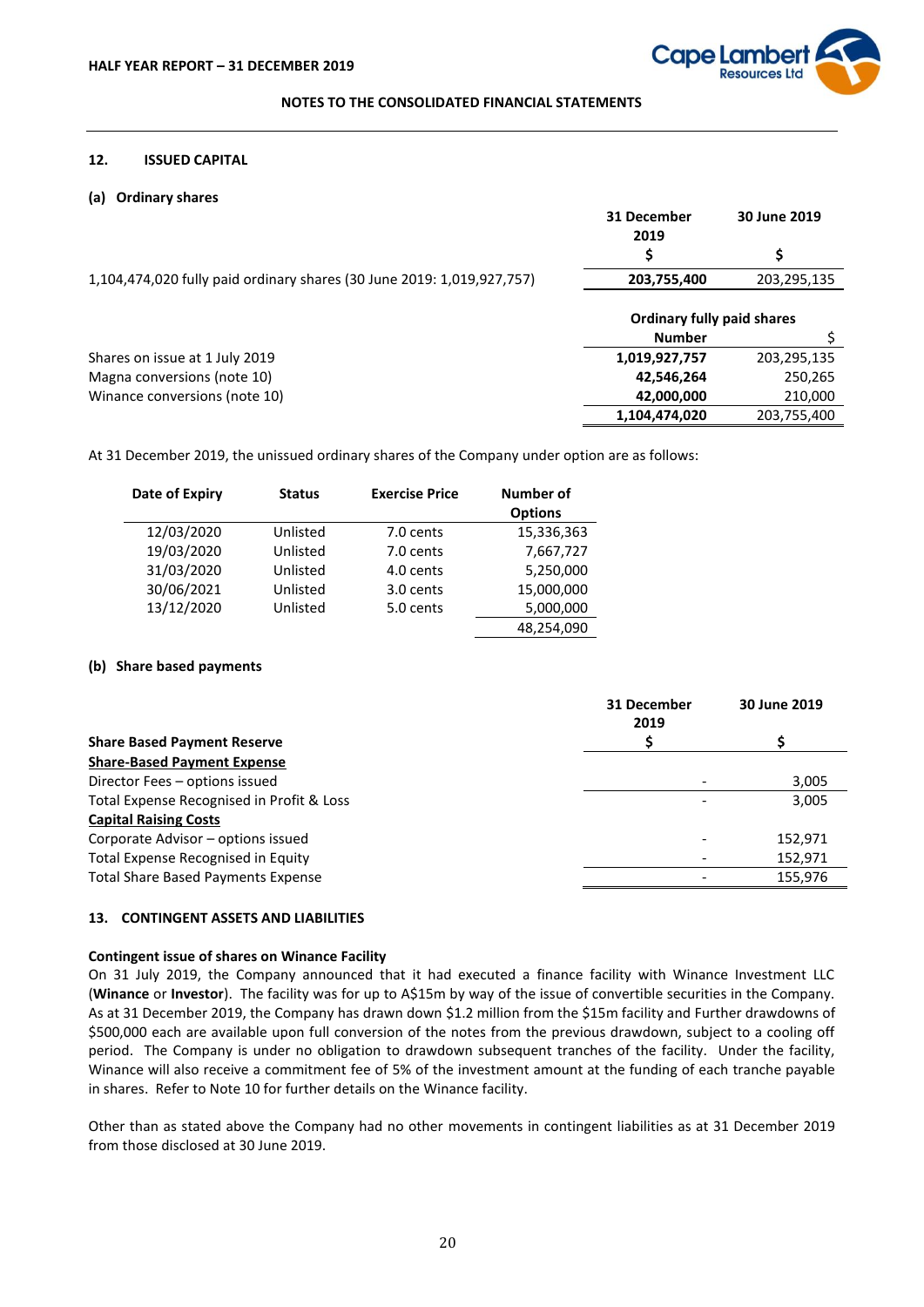## 12. ISSUED CAPITAL

### (a) Ordinary shares

| | 31 December 2019 | 30 June 2019 |
|---|---|---|
| | $ | $ |
| 1,104,474,020 fully paid ordinary shares (30 June 2019: 1,019,927,757) | **203,755,400** | 203,295,135 |

| | Ordinary fully paid shares | |
|---|---|---|
| | **Number** | $ |
| Shares on issue at 1 July 2019 | **1,019,927,757** | 203,295,135 |
| Magna conversions (note 10) | **42,546,264** | 250,265 |
| Winance conversions (note 10) | **42,000,000** | 210,000 |
| | **1,104,474,020** | 203,755,400 |

At 31 December 2019, the unissued ordinary shares of the Company under option are as follows:

| Date of Expiry | Status | Exercise Price | Number of Options |
|---|---|---|---|
| 12/03/2020 | Unlisted | 7.0 cents | 15,336,363 |
| 19/03/2020 | Unlisted | 7.0 cents | 7,667,727 |
| 31/03/2020 | Unlisted | 4.0 cents | 5,250,000 |
| 30/06/2021 | Unlisted | 3.0 cents | 15,000,000 |
| 13/12/2020 | Unlisted | 5.0 cents | 5,000,000 |
| | | | 48,254,090 |

### (b) Share based payments

| **Share Based Payment Reserve** | 31 December 2019 $ | 30 June 2019 $ |
|---|---|---|
| **Share-Based Payment Expense** | | |
| Director Fees – options issued | - | 3,005 |
| Total Expense Recognised in Profit & Loss | - | 3,005 |
| **Capital Raising Costs** | | |
| Corporate Advisor – options issued | - | 152,971 |
| Total Expense Recognised in Equity | - | 152,971 |
| Total Share Based Payments Expense | - | 155,976 |

## 13. CONTINGENT ASSETS AND LIABILITIES

**Contingent issue of shares on Winance Facility**

On 31 July 2019, the Company announced that it had executed a finance facility with Winance Investment LLC (**Winance** or **Investor**). The facility was for up to A$15m by way of the issue of convertible securities in the Company. As at 31 December 2019, the Company has drawn down $1.2 million from the $15m facility and Further drawdowns of $500,000 each are available upon full conversion of the notes from the previous drawdown, subject to a cooling off period. The Company is under no obligation to drawdown subsequent tranches of the facility. Under the facility, Winance will also receive a commitment fee of 5% of the investment amount at the funding of each tranche payable in shares. Refer to Note 10 for further details on the Winance facility.

Other than as stated above the Company had no other movements in contingent liabilities as at 31 December 2019 from those disclosed at 30 June 2019.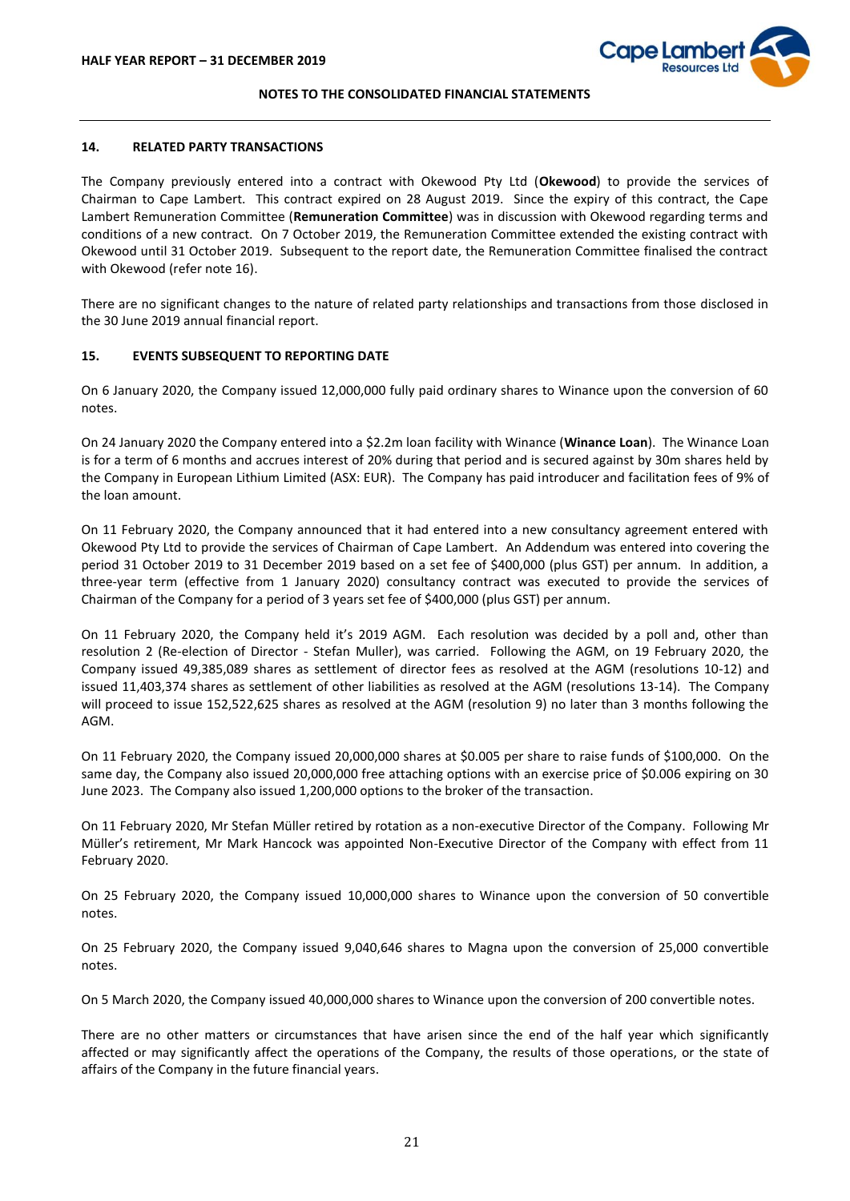## 14. RELATED PARTY TRANSACTIONS

The Company previously entered into a contract with Okewood Pty Ltd (**Okewood**) to provide the services of Chairman to Cape Lambert. This contract expired on 28 August 2019. Since the expiry of this contract, the Cape Lambert Remuneration Committee (**Remuneration Committee**) was in discussion with Okewood regarding terms and conditions of a new contract. On 7 October 2019, the Remuneration Committee extended the existing contract with Okewood until 31 October 2019. Subsequent to the report date, the Remuneration Committee finalised the contract with Okewood (refer note 16).

There are no significant changes to the nature of related party relationships and transactions from those disclosed in the 30 June 2019 annual financial report.

## 15. EVENTS SUBSEQUENT TO REPORTING DATE

On 6 January 2020, the Company issued 12,000,000 fully paid ordinary shares to Winance upon the conversion of 60 notes.

On 24 January 2020 the Company entered into a $2.2m loan facility with Winance (**Winance Loan**). The Winance Loan is for a term of 6 months and accrues interest of 20% during that period and is secured against by 30m shares held by the Company in European Lithium Limited (ASX: EUR). The Company has paid introducer and facilitation fees of 9% of the loan amount.

On 11 February 2020, the Company announced that it had entered into a new consultancy agreement entered with Okewood Pty Ltd to provide the services of Chairman of Cape Lambert. An Addendum was entered into covering the period 31 October 2019 to 31 December 2019 based on a set fee of $400,000 (plus GST) per annum. In addition, a three-year term (effective from 1 January 2020) consultancy contract was executed to provide the services of Chairman of the Company for a period of 3 years set fee of $400,000 (plus GST) per annum.

On 11 February 2020, the Company held it's 2019 AGM. Each resolution was decided by a poll and, other than resolution 2 (Re-election of Director - Stefan Muller), was carried. Following the AGM, on 19 February 2020, the Company issued 49,385,089 shares as settlement of director fees as resolved at the AGM (resolutions 10-12) and issued 11,403,374 shares as settlement of other liabilities as resolved at the AGM (resolutions 13-14). The Company will proceed to issue 152,522,625 shares as resolved at the AGM (resolution 9) no later than 3 months following the AGM.

On 11 February 2020, the Company issued 20,000,000 shares at $0.005 per share to raise funds of $100,000. On the same day, the Company also issued 20,000,000 free attaching options with an exercise price of $0.006 expiring on 30 June 2023. The Company also issued 1,200,000 options to the broker of the transaction.

On 11 February 2020, Mr Stefan Müller retired by rotation as a non-executive Director of the Company. Following Mr Müller's retirement, Mr Mark Hancock was appointed Non-Executive Director of the Company with effect from 11 February 2020.

On 25 February 2020, the Company issued 10,000,000 shares to Winance upon the conversion of 50 convertible notes.

On 25 February 2020, the Company issued 9,040,646 shares to Magna upon the conversion of 25,000 convertible notes.

On 5 March 2020, the Company issued 40,000,000 shares to Winance upon the conversion of 200 convertible notes.

There are no other matters or circumstances that have arisen since the end of the half year which significantly affected or may significantly affect the operations of the Company, the results of those operations, or the state of affairs of the Company in the future financial years.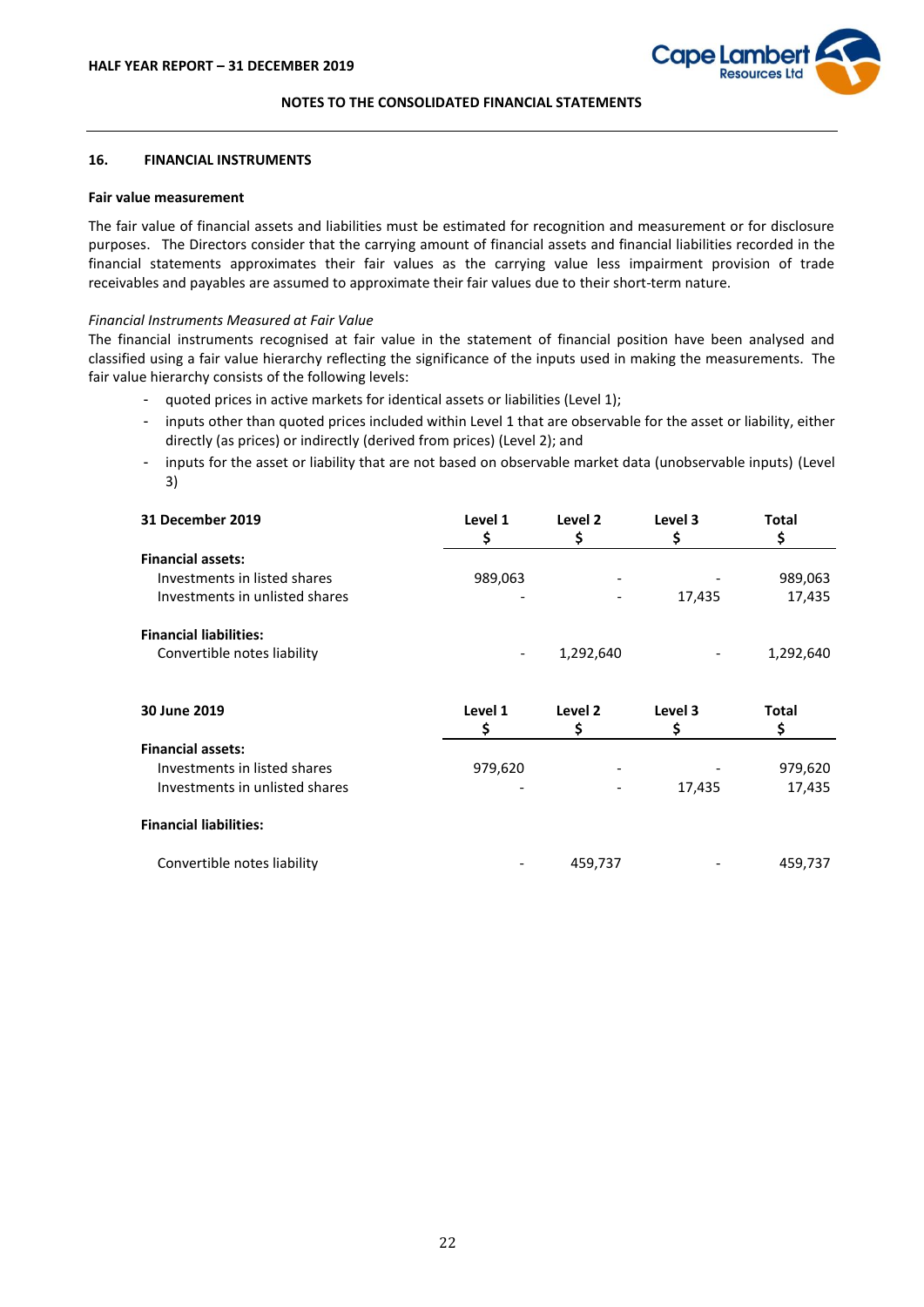## 16. FINANCIAL INSTRUMENTS

**Fair value measurement**

The fair value of financial assets and liabilities must be estimated for recognition and measurement or for disclosure purposes. The Directors consider that the carrying amount of financial assets and financial liabilities recorded in the financial statements approximates their fair values as the carrying value less impairment provision of trade receivables and payables are assumed to approximate their fair values due to their short-term nature.

*Financial Instruments Measured at Fair Value*

The financial instruments recognised at fair value in the statement of financial position have been analysed and classified using a fair value hierarchy reflecting the significance of the inputs used in making the measurements. The fair value hierarchy consists of the following levels:

- quoted prices in active markets for identical assets or liabilities (Level 1);
- inputs other than quoted prices included within Level 1 that are observable for the asset or liability, either directly (as prices) or indirectly (derived from prices) (Level 2); and
- inputs for the asset or liability that are not based on observable market data (unobservable inputs) (Level 3)

| **31 December 2019** | **Level 1** <br> **$** | **Level 2** <br> **$** | **Level 3** <br> **$** | **Total** <br> **$** |
|---|---|---|---|---|
| **Financial assets:** | | | | |
| Investments in listed shares | 989,063 | - | - | 989,063 |
| Investments in unlisted shares | - | - | 17,435 | 17,435 |
| **Financial liabilities:** | | | | |
| Convertible notes liability | - | 1,292,640 | - | 1,292,640 |

| **30 June 2019** | **Level 1** <br> **$** | **Level 2** <br> **$** | **Level 3** <br> **$** | **Total** <br> **$** |
|---|---|---|---|---|
| **Financial assets:** | | | | |
| Investments in listed shares | 979,620 | - | - | 979,620 |
| Investments in unlisted shares | - | - | 17,435 | 17,435 |
| **Financial liabilities:** | | | | |
| Convertible notes liability | - | 459,737 | - | 459,737 |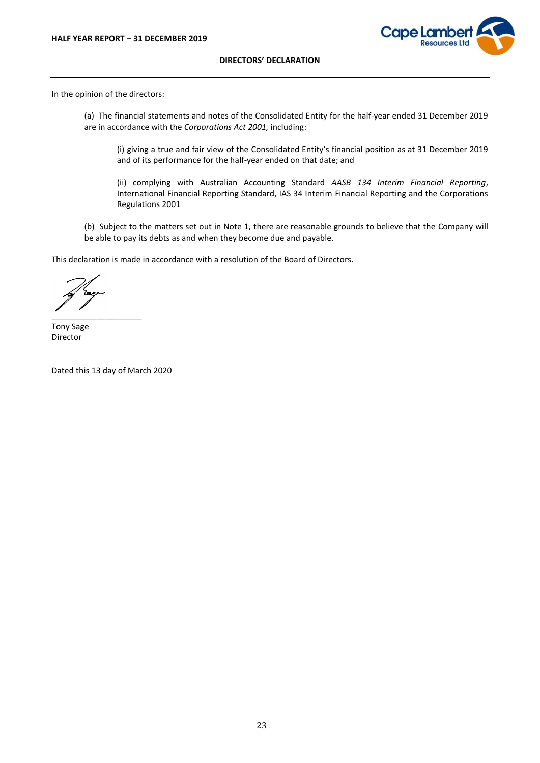## DIRECTORS' DECLARATION

In the opinion of the directors:

(a) The financial statements and notes of the Consolidated Entity for the half-year ended 31 December 2019 are in accordance with the *Corporations Act 2001,* including:

(i) giving a true and fair view of the Consolidated Entity's financial position as at 31 December 2019 and of its performance for the half-year ended on that date; and

(ii) complying with Australian Accounting Standard *AASB 134 Interim Financial Reporting*, International Financial Reporting Standard, IAS 34 Interim Financial Reporting and the Corporations Regulations 2001

(b) Subject to the matters set out in Note 1, there are reasonable grounds to believe that the Company will be able to pay its debts as and when they become due and payable.

This declaration is made in accordance with a resolution of the Board of Directors.

____________________

Tony Sage
Director

Dated this 13 day of March 2020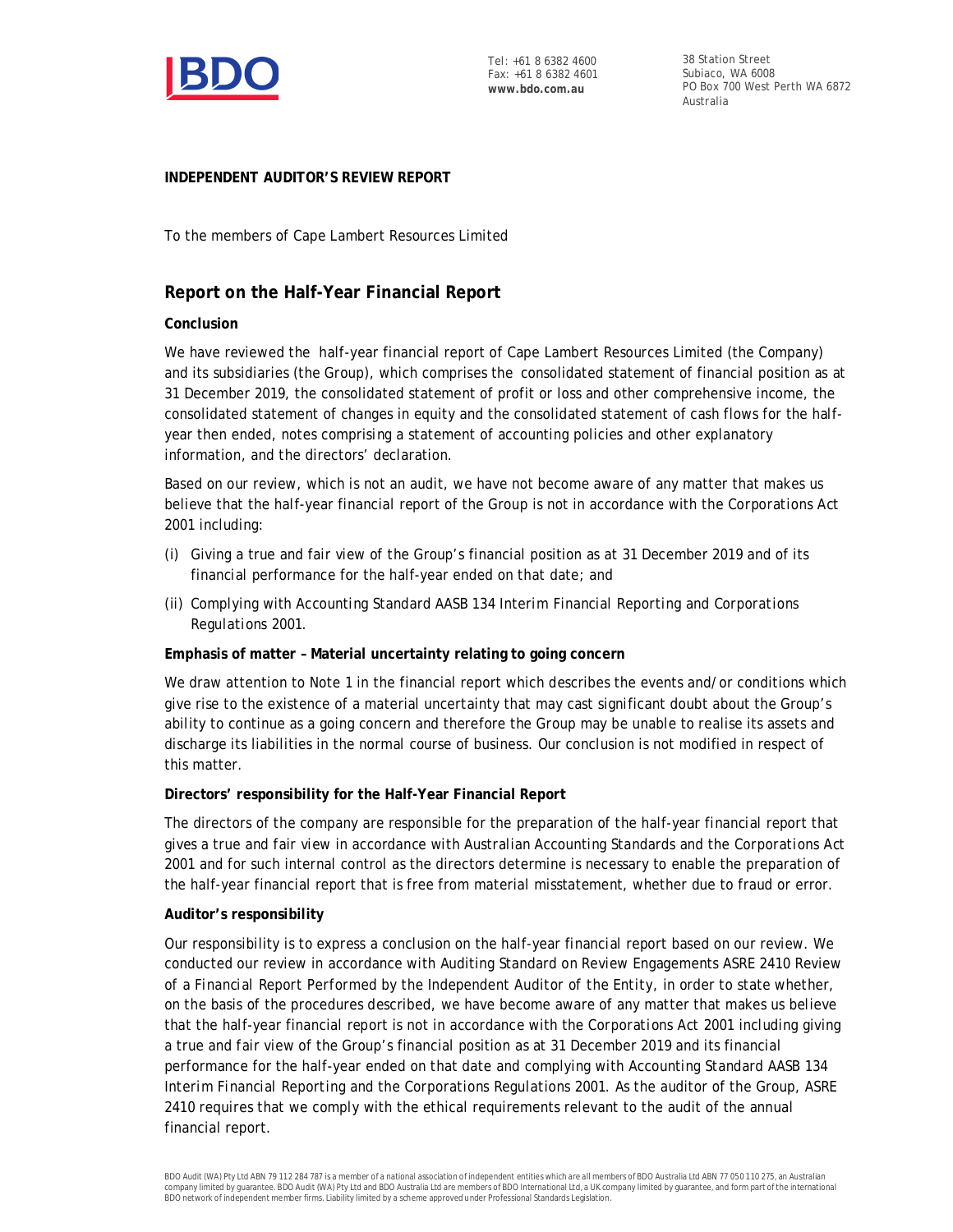Tel: +61 8 6382 4600
Fax: +61 8 6382 4601
**www.bdo.com.au**

38 Station Street
Subiaco, WA 6008
PO Box 700 West Perth WA 6872
Australia

**INDEPENDENT AUDITOR'S REVIEW REPORT**

To the members of Cape Lambert Resources Limited

## Report on the Half-Year Financial Report

**Conclusion**

We have reviewed the half-year financial report of Cape Lambert Resources Limited (the Company) and its subsidiaries (the Group), which comprises the consolidated statement of financial position as at 31 December 2019, the consolidated statement of profit or loss and other comprehensive income, the consolidated statement of changes in equity and the consolidated statement of cash flows for the half-year then ended, notes comprising a statement of accounting policies and other explanatory information, and the directors' declaration.

Based on our review, which is not an audit, we have not become aware of any matter that makes us believe that the half-year financial report of the Group is not in accordance with the *Corporations Act 2001* including:

(i) Giving a true and fair view of the Group's financial position as at 31 December 2019 and of its financial performance for the half-year ended on that date; and

(ii) Complying with Accounting Standard AASB 134 *Interim Financial Reporting* and *Corporations Regulations 2001*.

**Emphasis of matter – Material uncertainty relating to going concern**

We draw attention to Note 1 in the financial report which describes the events and/or conditions which give rise to the existence of a material uncertainty that may cast significant doubt about the Group's ability to continue as a going concern and therefore the Group may be unable to realise its assets and discharge its liabilities in the normal course of business. Our conclusion is not modified in respect of this matter.

**Directors' responsibility for the Half-Year Financial Report**

The directors of the company are responsible for the preparation of the half-year financial report that gives a true and fair view in accordance with Australian Accounting Standards and the *Corporations Act 2001* and for such internal control as the directors determine is necessary to enable the preparation of the half-year financial report that is free from material misstatement, whether due to fraud or error.

**Auditor's responsibility**

Our responsibility is to express a conclusion on the half-year financial report based on our review. We conducted our review in accordance with Auditing Standard on Review Engagements ASRE 2410 *Review of a Financial Report Performed by the Independent Auditor of the Entity*, in order to state whether, on the basis of the procedures described, we have become aware of any matter that makes us believe that the half-year financial report is not in accordance with the *Corporations Act 2001* including giving a true and fair view of the Group's financial position as at 31 December 2019 and its financial performance for the half-year ended on that date and complying with Accounting Standard AASB 134 *Interim Financial Reporting* and the *Corporations Regulations 2001*. As the auditor of the Group, ASRE 2410 requires that we comply with the ethical requirements relevant to the audit of the annual financial report.

BDO Audit (WA) Pty Ltd ABN 79 112 284 787 is a member of a national association of independent entities which are all members of BDO Australia Ltd ABN 77 050 110 275, an Australian company limited by guarantee. BDO Audit (WA) Pty Ltd and BDO Australia Ltd are members of BDO International Ltd, a UK company limited by guarantee, and form part of the international BDO network of independent member firms. Liability limited by a scheme approved under Professional Standards Legislation.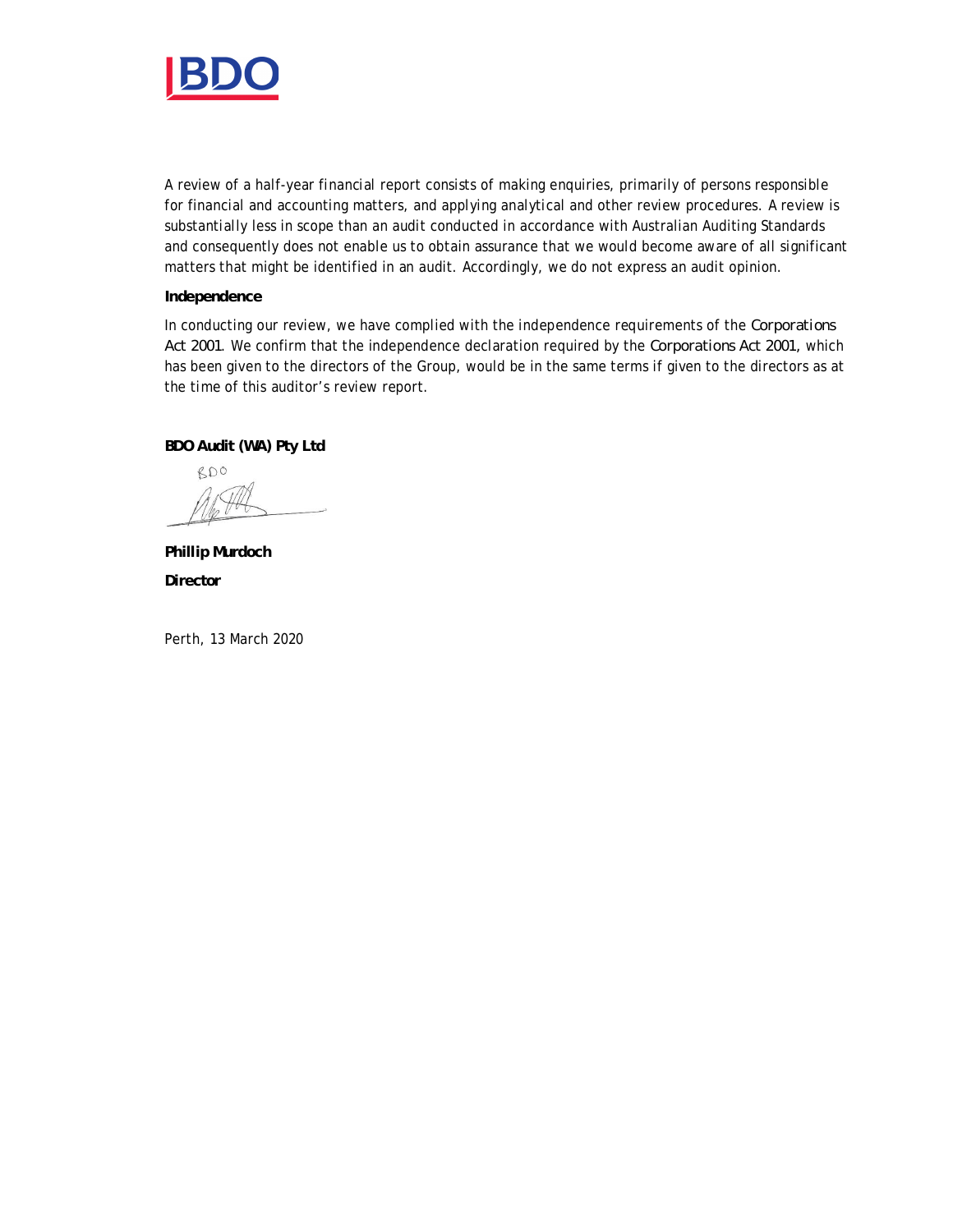A review of a half-year financial report consists of making enquiries, primarily of persons responsible for financial and accounting matters, and applying analytical and other review procedures. A review is substantially less in scope than an audit conducted in accordance with Australian Auditing Standards and consequently does not enable us to obtain assurance that we would become aware of all significant matters that might be identified in an audit. Accordingly, we do not express an audit opinion.

**Independence**

In conducting our review, we have complied with the independence requirements of the *Corporations Act 2001*. We confirm that the independence declaration required by the *Corporations Act 2001*, which has been given to the directors of the Group, would be in the same terms if given to the directors as at the time of this auditor's review report.

**BDO Audit (WA) Pty Ltd**

**Phillip Murdoch**

**Director**

Perth, 13 March 2020